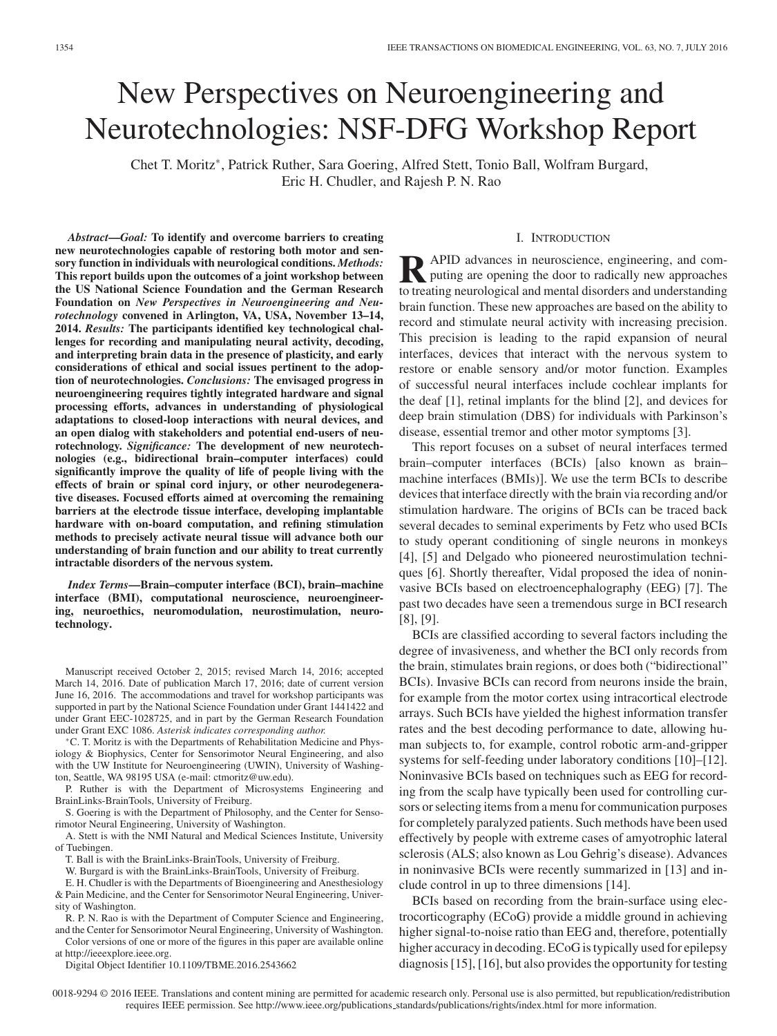# New Perspectives on Neuroengineering and Neurotechnologies: NSF-DFG Workshop Report

Chet T. Moritz*, Patrick Ruther, Sara Goering, Alfred Stett, Tonio Ball, Wolfram Burgard, Eric H. Chudler, and Rajesh P. N. Rao

***Abstract*—*Goal:* To identify and overcome barriers to creating new neurotechnologies capable of restoring both motor and sensory function in individuals with neurological conditions. *Methods:* This report builds upon the outcomes of a joint workshop between the US National Science Foundation and the German Research Foundation on *New Perspectives in Neuroengineering and Neurotechnology* convened in Arlington, VA, USA, November 13–14, 2014. *Results:* The participants identified key technological challenges for recording and manipulating neural activity, decoding, and interpreting brain data in the presence of plasticity, and early considerations of ethical and social issues pertinent to the adoption of neurotechnologies. *Conclusions:* The envisaged progress in neuroengineering requires tightly integrated hardware and signal processing efforts, advances in understanding of physiological adaptations to closed-loop interactions with neural devices, and an open dialog with stakeholders and potential end-users of neurotechnology. *Significance:* The development of new neurotechnologies (e.g., bidirectional brain–computer interfaces) could significantly improve the quality of life of people living with the effects of brain or spinal cord injury, or other neurodegenerative diseases. Focused efforts aimed at overcoming the remaining barriers at the electrode tissue interface, developing implantable hardware with on-board computation, and refining stimulation methods to precisely activate neural tissue will advance both our understanding of brain function and our ability to treat currently intractable disorders of the nervous system.**

***Index Terms*—Brain–computer interface (BCI), brain–machine interface (BMI), computational neuroscience, neuroengineering, neuroethics, neuromodulation, neurostimulation, neurotechnology.**

Manuscript received October 2, 2015; revised March 14, 2016; accepted March 14, 2016. Date of publication March 17, 2016; date of current version June 16, 2016. The accommodations and travel for workshop participants was supported in part by the National Science Foundation under Grant 1441422 and under Grant EEC-1028725, and in part by the German Research Foundation under Grant EXC 1086. *Asterisk indicates corresponding author.*

*C. T. Moritz is with the Departments of Rehabilitation Medicine and Physiology & Biophysics, Center for Sensorimotor Neural Engineering, and also with the UW Institute for Neuroengineering (UWIN), University of Washington, Seattle, WA 98195 USA (e-mail: ctmoritz@uw.edu).

P. Ruther is with the Department of Microsystems Engineering and BrainLinks-BrainTools, University of Freiburg.

S. Goering is with the Department of Philosophy, and the Center for Sensorimotor Neural Engineering, University of Washington.

A. Stett is with the NMI Natural and Medical Sciences Institute, University of Tuebingen.

T. Ball is with the BrainLinks-BrainTools, University of Freiburg.

W. Burgard is with the BrainLinks-BrainTools, University of Freiburg.

E. H. Chudler is with the Departments of Bioengineering and Anesthesiology & Pain Medicine, and the Center for Sensorimotor Neural Engineering, University of Washington.

R. P. N. Rao is with the Department of Computer Science and Engineering, and the Center for Sensorimotor Neural Engineering, University of Washington.

Color versions of one or more of the figures in this paper are available online at http://ieeexplore.ieee.org.

Digital Object Identifier 10.1109/TBME.2016.2543662

## I. Introduction

Rapid advances in neuroscience, engineering, and computing are opening the door to radically new approaches to treating neurological and mental disorders and understanding brain function. These new approaches are based on the ability to record and stimulate neural activity with increasing precision. This precision is leading to the rapid expansion of neural interfaces, devices that interact with the nervous system to restore or enable sensory and/or motor function. Examples of successful neural interfaces include cochlear implants for the deaf [1], retinal implants for the blind [2], and devices for deep brain stimulation (DBS) for individuals with Parkinson's disease, essential tremor and other motor symptoms [3].

This report focuses on a subset of neural interfaces termed brain–computer interfaces (BCIs) [also known as brain–machine interfaces (BMIs)]. We use the term BCIs to describe devices that interface directly with the brain via recording and/or stimulation hardware. The origins of BCIs can be traced back several decades to seminal experiments by Fetz who used BCIs to study operant conditioning of single neurons in monkeys [4], [5] and Delgado who pioneered neurostimulation techniques [6]. Shortly thereafter, Vidal proposed the idea of noninvasive BCIs based on electroencephalography (EEG) [7]. The past two decades have seen a tremendous surge in BCI research [8], [9].

BCIs are classified according to several factors including the degree of invasiveness, and whether the BCI only records from the brain, stimulates brain regions, or does both ("bidirectional" BCIs). Invasive BCIs can record from neurons inside the brain, for example from the motor cortex using intracortical electrode arrays. Such BCIs have yielded the highest information transfer rates and the best decoding performance to date, allowing human subjects to, for example, control robotic arm-and-gripper systems for self-feeding under laboratory conditions [10]–[12]. Noninvasive BCIs based on techniques such as EEG for recording from the scalp have typically been used for controlling cursors or selecting items from a menu for communication purposes for completely paralyzed patients. Such methods have been used effectively by people with extreme cases of amyotrophic lateral sclerosis (ALS; also known as Lou Gehrig's disease). Advances in noninvasive BCIs were recently summarized in [13] and include control in up to three dimensions [14].

BCIs based on recording from the brain-surface using electrocorticography (ECoG) provide a middle ground in achieving higher signal-to-noise ratio than EEG and, therefore, potentially higher accuracy in decoding. ECoG is typically used for epilepsy diagnosis [15], [16], but also provides the opportunity for testing

0018-9294 © 2016 IEEE. Translations and content mining are permitted for academic research only. Personal use is also permitted, but republication/redistribution requires IEEE permission. See http://www.ieee.org/publications_standards/publications/rights/index.html for more information.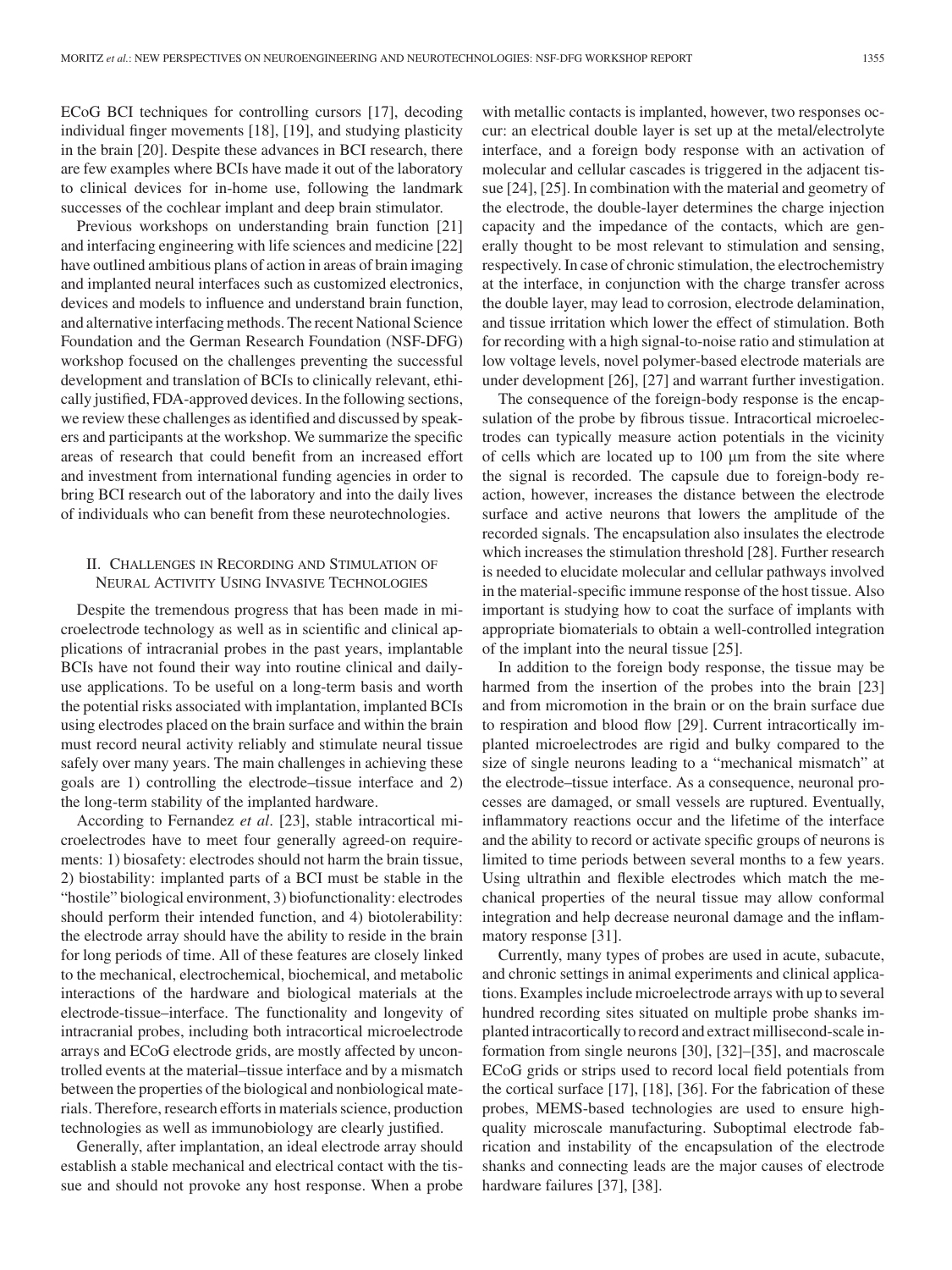ECoG BCI techniques for controlling cursors [17], decoding individual finger movements [18], [19], and studying plasticity in the brain [20]. Despite these advances in BCI research, there are few examples where BCIs have made it out of the laboratory to clinical devices for in-home use, following the landmark successes of the cochlear implant and deep brain stimulator.

Previous workshops on understanding brain function [21] and interfacing engineering with life sciences and medicine [22] have outlined ambitious plans of action in areas of brain imaging and implanted neural interfaces such as customized electronics, devices and models to influence and understand brain function, and alternative interfacing methods. The recent National Science Foundation and the German Research Foundation (NSF-DFG) workshop focused on the challenges preventing the successful development and translation of BCIs to clinically relevant, ethically justified, FDA-approved devices. In the following sections, we review these challenges as identified and discussed by speakers and participants at the workshop. We summarize the specific areas of research that could benefit from an increased effort and investment from international funding agencies in order to bring BCI research out of the laboratory and into the daily lives of individuals who can benefit from these neurotechnologies.

## II. Challenges in Recording and Stimulation of Neural Activity Using Invasive Technologies

Despite the tremendous progress that has been made in microelectrode technology as well as in scientific and clinical applications of intracranial probes in the past years, implantable BCIs have not found their way into routine clinical and daily-use applications. To be useful on a long-term basis and worth the potential risks associated with implantation, implanted BCIs using electrodes placed on the brain surface and within the brain must record neural activity reliably and stimulate neural tissue safely over many years. The main challenges in achieving these goals are 1) controlling the electrode–tissue interface and 2) the long-term stability of the implanted hardware.

According to Fernandez *et al*. [23], stable intracortical microelectrodes have to meet four generally agreed-on requirements: 1) biosafety: electrodes should not harm the brain tissue, 2) biostability: implanted parts of a BCI must be stable in the "hostile" biological environment, 3) biofunctionality: electrodes should perform their intended function, and 4) biotolerability: the electrode array should have the ability to reside in the brain for long periods of time. All of these features are closely linked to the mechanical, electrochemical, biochemical, and metabolic interactions of the hardware and biological materials at the electrode-tissue–interface. The functionality and longevity of intracranial probes, including both intracortical microelectrode arrays and ECoG electrode grids, are mostly affected by uncontrolled events at the material–tissue interface and by a mismatch between the properties of the biological and nonbiological materials. Therefore, research efforts in materials science, production technologies as well as immunobiology are clearly justified.

Generally, after implantation, an ideal electrode array should establish a stable mechanical and electrical contact with the tissue and should not provoke any host response. When a probe with metallic contacts is implanted, however, two responses occur: an electrical double layer is set up at the metal/electrolyte interface, and a foreign body response with an activation of molecular and cellular cascades is triggered in the adjacent tissue [24], [25]. In combination with the material and geometry of the electrode, the double-layer determines the charge injection capacity and the impedance of the contacts, which are generally thought to be most relevant to stimulation and sensing, respectively. In case of chronic stimulation, the electrochemistry at the interface, in conjunction with the charge transfer across the double layer, may lead to corrosion, electrode delamination, and tissue irritation which lower the effect of stimulation. Both for recording with a high signal-to-noise ratio and stimulation at low voltage levels, novel polymer-based electrode materials are under development [26], [27] and warrant further investigation.

The consequence of the foreign-body response is the encapsulation of the probe by fibrous tissue. Intracortical microelectrodes can typically measure action potentials in the vicinity of cells which are located up to 100 μm from the site where the signal is recorded. The capsule due to foreign-body reaction, however, increases the distance between the electrode surface and active neurons that lowers the amplitude of the recorded signals. The encapsulation also insulates the electrode which increases the stimulation threshold [28]. Further research is needed to elucidate molecular and cellular pathways involved in the material-specific immune response of the host tissue. Also important is studying how to coat the surface of implants with appropriate biomaterials to obtain a well-controlled integration of the implant into the neural tissue [25].

In addition to the foreign body response, the tissue may be harmed from the insertion of the probes into the brain [23] and from micromotion in the brain or on the brain surface due to respiration and blood flow [29]. Current intracortically implanted microelectrodes are rigid and bulky compared to the size of single neurons leading to a "mechanical mismatch" at the electrode–tissue interface. As a consequence, neuronal processes are damaged, or small vessels are ruptured. Eventually, inflammatory reactions occur and the lifetime of the interface and the ability to record or activate specific groups of neurons is limited to time periods between several months to a few years. Using ultrathin and flexible electrodes which match the mechanical properties of the neural tissue may allow conformal integration and help decrease neuronal damage and the inflammatory response [31].

Currently, many types of probes are used in acute, subacute, and chronic settings in animal experiments and clinical applications. Examples include microelectrode arrays with up to several hundred recording sites situated on multiple probe shanks implanted intracortically to record and extract millisecond-scale information from single neurons [30], [32]–[35], and macroscale ECoG grids or strips used to record local field potentials from the cortical surface [17], [18], [36]. For the fabrication of these probes, MEMS-based technologies are used to ensure high-quality microscale manufacturing. Suboptimal electrode fabrication and instability of the encapsulation of the electrode shanks and connecting leads are the major causes of electrode hardware failures [37], [38].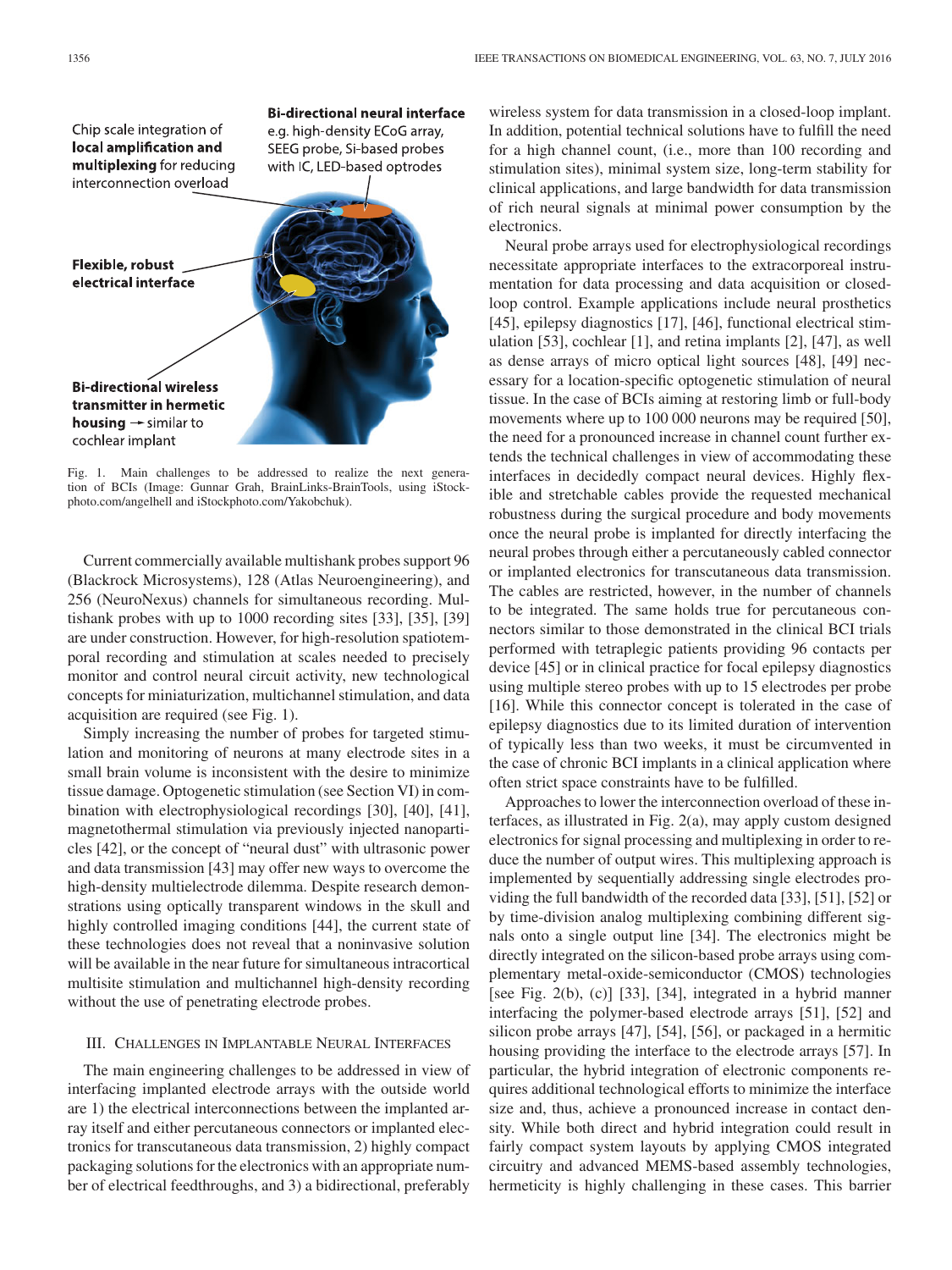Chip scale integration of **local amplification and multiplexing** for reducing interconnection overload

**Bi-directional neural interface** e.g. high-density ECoG array, SEEG probe, Si-based probes with IC, LED-based optrodes

**Flexible, robust electrical interface**

**Bi-directional wireless transmitter in hermetic housing** → similar to cochlear implant

Fig. 1. Main challenges to be addressed to realize the next generation of BCIs (Image: Gunnar Grah, BrainLinks-BrainTools, using iStockphoto.com/angelhell and iStockphoto.com/Yakobchuk).

Current commercially available multishank probes support 96 (Blackrock Microsystems), 128 (Atlas Neuroengineering), and 256 (NeuroNexus) channels for simultaneous recording. Multishank probes with up to 1000 recording sites [33], [35], [39] are under construction. However, for high-resolution spatiotemporal recording and stimulation at scales needed to precisely monitor and control neural circuit activity, new technological concepts for miniaturization, multichannel stimulation, and data acquisition are required (see Fig. 1).

Simply increasing the number of probes for targeted stimulation and monitoring of neurons at many electrode sites in a small brain volume is inconsistent with the desire to minimize tissue damage. Optogenetic stimulation (see Section VI) in combination with electrophysiological recordings [30], [40], [41], magnetothermal stimulation via previously injected nanoparticles [42], or the concept of "neural dust" with ultrasonic power and data transmission [43] may offer new ways to overcome the high-density multielectrode dilemma. Despite research demonstrations using optically transparent windows in the skull and highly controlled imaging conditions [44], the current state of these technologies does not reveal that a noninvasive solution will be available in the near future for simultaneous intracortical multisite stimulation and multichannel high-density recording without the use of penetrating electrode probes.

## III. Challenges in Implantable Neural Interfaces

The main engineering challenges to be addressed in view of interfacing implanted electrode arrays with the outside world are 1) the electrical interconnections between the implanted array itself and either percutaneous connectors or implanted electronics for transcutaneous data transmission, 2) highly compact packaging solutions for the electronics with an appropriate number of electrical feedthroughs, and 3) a bidirectional, preferably wireless system for data transmission in a closed-loop implant. In addition, potential technical solutions have to fulfill the need for a high channel count, (i.e., more than 100 recording and stimulation sites), minimal system size, long-term stability for clinical applications, and large bandwidth for data transmission of rich neural signals at minimal power consumption by the electronics.

Neural probe arrays used for electrophysiological recordings necessitate appropriate interfaces to the extracorporeal instrumentation for data processing and data acquisition or closed-loop control. Example applications include neural prosthetics [45], epilepsy diagnostics [17], [46], functional electrical stimulation [53], cochlear [1], and retina implants [2], [47], as well as dense arrays of micro optical light sources [48], [49] necessary for a location-specific optogenetic stimulation of neural tissue. In the case of BCIs aiming at restoring limb or full-body movements where up to 100 000 neurons may be required [50], the need for a pronounced increase in channel count further extends the technical challenges in view of accommodating these interfaces in decidedly compact neural devices. Highly flexible and stretchable cables provide the requested mechanical robustness during the surgical procedure and body movements once the neural probe is implanted for directly interfacing the neural probes through either a percutaneously cabled connector or implanted electronics for transcutaneous data transmission. The cables are restricted, however, in the number of channels to be integrated. The same holds true for percutaneous connectors similar to those demonstrated in the clinical BCI trials performed with tetraplegic patients providing 96 contacts per device [45] or in clinical practice for focal epilepsy diagnostics using multiple stereo probes with up to 15 electrodes per probe [16]. While this connector concept is tolerated in the case of epilepsy diagnostics due to its limited duration of intervention of typically less than two weeks, it must be circumvented in the case of chronic BCI implants in a clinical application where often strict space constraints have to be fulfilled.

Approaches to lower the interconnection overload of these interfaces, as illustrated in Fig. 2(a), may apply custom designed electronics for signal processing and multiplexing in order to reduce the number of output wires. This multiplexing approach is implemented by sequentially addressing single electrodes providing the full bandwidth of the recorded data [33], [51], [52] or by time-division analog multiplexing combining different signals onto a single output line [34]. The electronics might be directly integrated on the silicon-based probe arrays using complementary metal-oxide-semiconductor (CMOS) technologies [see Fig. 2(b), (c)] [33], [34], integrated in a hybrid manner interfacing the polymer-based electrode arrays [51], [52] and silicon probe arrays [47], [54], [56], or packaged in a hermitic housing providing the interface to the electrode arrays [57]. In particular, the hybrid integration of electronic components requires additional technological efforts to minimize the interface size and, thus, achieve a pronounced increase in contact density. While both direct and hybrid integration could result in fairly compact system layouts by applying CMOS integrated circuitry and advanced MEMS-based assembly technologies, hermeticity is highly challenging in these cases. This barrier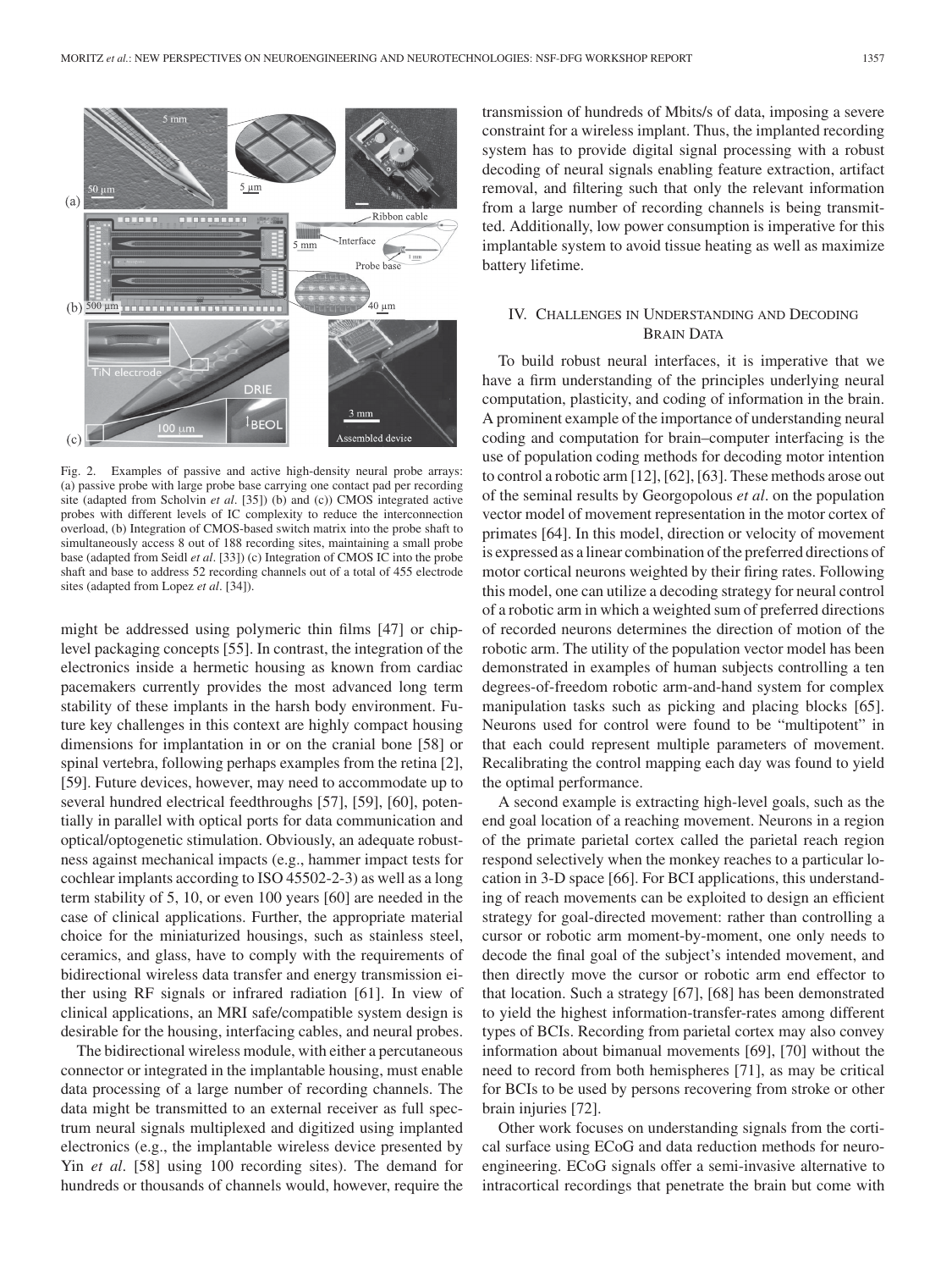Fig. 2. Examples of passive and active high-density neural probe arrays: (a) passive probe with large probe base carrying one contact pad per recording site (adapted from Scholvin *et al*. [35]) (b) and (c)) CMOS integrated active probes with different levels of IC complexity to reduce the interconnection overload, (b) Integration of CMOS-based switch matrix into the probe shaft to simultaneously access 8 out of 188 recording sites, maintaining a small probe base (adapted from Seidl *et al*. [33]) (c) Integration of CMOS IC into the probe shaft and base to address 52 recording channels out of a total of 455 electrode sites (adapted from Lopez *et al*. [34]).

might be addressed using polymeric thin films [47] or chip-level packaging concepts [55]. In contrast, the integration of the electronics inside a hermetic housing as known from cardiac pacemakers currently provides the most advanced long term stability of these implants in the harsh body environment. Future key challenges in this context are highly compact housing dimensions for implantation in or on the cranial bone [58] or spinal vertebra, following perhaps examples from the retina [2], [59]. Future devices, however, may need to accommodate up to several hundred electrical feedthroughs [57], [59], [60], potentially in parallel with optical ports for data communication and optical/optogenetic stimulation. Obviously, an adequate robustness against mechanical impacts (e.g., hammer impact tests for cochlear implants according to ISO 45502-2-3) as well as a long term stability of 5, 10, or even 100 years [60] are needed in the case of clinical applications. Further, the appropriate material choice for the miniaturized housings, such as stainless steel, ceramics, and glass, have to comply with the requirements of bidirectional wireless data transfer and energy transmission either using RF signals or infrared radiation [61]. In view of clinical applications, an MRI safe/compatible system design is desirable for the housing, interfacing cables, and neural probes.

The bidirectional wireless module, with either a percutaneous connector or integrated in the implantable housing, must enable data processing of a large number of recording channels. The data might be transmitted to an external receiver as full spectrum neural signals multiplexed and digitized using implanted electronics (e.g., the implantable wireless device presented by Yin *et al*. [58] using 100 recording sites). The demand for hundreds or thousands of channels would, however, require the transmission of hundreds of Mbits/s of data, imposing a severe constraint for a wireless implant. Thus, the implanted recording system has to provide digital signal processing with a robust decoding of neural signals enabling feature extraction, artifact removal, and filtering such that only the relevant information from a large number of recording channels is being transmitted. Additionally, low power consumption is imperative for this implantable system to avoid tissue heating as well as maximize battery lifetime.

## IV. Challenges in Understanding and Decoding Brain Data

To build robust neural interfaces, it is imperative that we have a firm understanding of the principles underlying neural computation, plasticity, and coding of information in the brain. A prominent example of the importance of understanding neural coding and computation for brain–computer interfacing is the use of population coding methods for decoding motor intention to control a robotic arm [12], [62], [63]. These methods arose out of the seminal results by Georgopolous *et al*. on the population vector model of movement representation in the motor cortex of primates [64]. In this model, direction or velocity of movement is expressed as a linear combination of the preferred directions of motor cortical neurons weighted by their firing rates. Following this model, one can utilize a decoding strategy for neural control of a robotic arm in which a weighted sum of preferred directions of recorded neurons determines the direction of motion of the robotic arm. The utility of the population vector model has been demonstrated in examples of human subjects controlling a ten degrees-of-freedom robotic arm-and-hand system for complex manipulation tasks such as picking and placing blocks [65]. Neurons used for control were found to be "multipotent" in that each could represent multiple parameters of movement. Recalibrating the control mapping each day was found to yield the optimal performance.

A second example is extracting high-level goals, such as the end goal location of a reaching movement. Neurons in a region of the primate parietal cortex called the parietal reach region respond selectively when the monkey reaches to a particular location in 3-D space [66]. For BCI applications, this understanding of reach movements can be exploited to design an efficient strategy for goal-directed movement: rather than controlling a cursor or robotic arm moment-by-moment, one only needs to decode the final goal of the subject's intended movement, and then directly move the cursor or robotic arm end effector to that location. Such a strategy [67], [68] has been demonstrated to yield the highest information-transfer-rates among different types of BCIs. Recording from parietal cortex may also convey information about bimanual movements [69], [70] without the need to record from both hemispheres [71], as may be critical for BCIs to be used by persons recovering from stroke or other brain injuries [72].

Other work focuses on understanding signals from the cortical surface using ECoG and data reduction methods for neuroengineering. ECoG signals offer a semi-invasive alternative to intracortical recordings that penetrate the brain but come with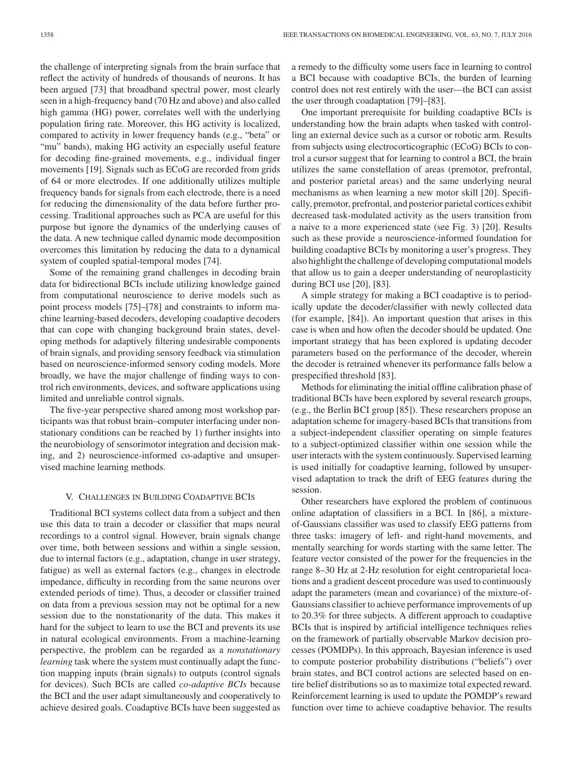the challenge of interpreting signals from the brain surface that reflect the activity of hundreds of thousands of neurons. It has been argued [73] that broadband spectral power, most clearly seen in a high-frequency band (70 Hz and above) and also called high gamma (HG) power, correlates well with the underlying population firing rate. Moreover, this HG activity is localized, compared to activity in lower frequency bands (e.g., "beta" or "mu" bands), making HG activity an especially useful feature for decoding fine-grained movements, e.g., individual finger movements [19]. Signals such as ECoG are recorded from grids of 64 or more electrodes. If one additionally utilizes multiple frequency bands for signals from each electrode, there is a need for reducing the dimensionality of the data before further processing. Traditional approaches such as PCA are useful for this purpose but ignore the dynamics of the underlying causes of the data. A new technique called dynamic mode decomposition overcomes this limitation by reducing the data to a dynamical system of coupled spatial-temporal modes [74].

Some of the remaining grand challenges in decoding brain data for bidirectional BCIs include utilizing knowledge gained from computational neuroscience to derive models such as point process models [75]–[78] and constraints to inform machine learning-based decoders, developing coadaptive decoders that can cope with changing background brain states, developing methods for adaptively filtering undesirable components of brain signals, and providing sensory feedback via stimulation based on neuroscience-informed sensory coding models. More broadly, we have the major challenge of finding ways to control rich environments, devices, and software applications using limited and unreliable control signals.

The five-year perspective shared among most workshop participants was that robust brain–computer interfacing under nonstationary conditions can be reached by 1) further insights into the neurobiology of sensorimotor integration and decision making, and 2) neuroscience-informed co-adaptive and unsupervised machine learning methods.

## V. Challenges in Building Coadaptive BCIs

Traditional BCI systems collect data from a subject and then use this data to train a decoder or classifier that maps neural recordings to a control signal. However, brain signals change over time, both between sessions and within a single session, due to internal factors (e.g., adaptation, change in user strategy, fatigue) as well as external factors (e.g., changes in electrode impedance, difficulty in recording from the same neurons over extended periods of time). Thus, a decoder or classifier trained on data from a previous session may not be optimal for a new session due to the nonstationarity of the data. This makes it hard for the subject to learn to use the BCI and prevents its use in natural ecological environments. From a machine-learning perspective, the problem can be regarded as a *nonstationary learning* task where the system must continually adapt the function mapping inputs (brain signals) to outputs (control signals for devices). Such BCIs are called *co-adaptive BCIs* because the BCI and the user adapt simultaneously and cooperatively to achieve desired goals. Coadaptive BCIs have been suggested as a remedy to the difficulty some users face in learning to control a BCI because with coadaptive BCIs, the burden of learning control does not rest entirely with the user—the BCI can assist the user through coadaptation [79]–[83].

One important prerequisite for building coadaptive BCIs is understanding how the brain adapts when tasked with controlling an external device such as a cursor or robotic arm. Results from subjects using electrocorticographic (ECoG) BCIs to control a cursor suggest that for learning to control a BCI, the brain utilizes the same constellation of areas (premotor, prefrontal, and posterior parietal areas) and the same underlying neural mechanisms as when learning a new motor skill [20]. Specifically, premotor, prefrontal, and posterior parietal cortices exhibit decreased task-modulated activity as the users transition from a naive to a more experienced state (see Fig. 3) [20]. Results such as these provide a neuroscience-informed foundation for building coadaptive BCIs by monitoring a user's progress. They also highlight the challenge of developing computational models that allow us to gain a deeper understanding of neuroplasticity during BCI use [20], [83].

A simple strategy for making a BCI coadaptive is to periodically update the decoder/classifier with newly collected data (for example, [84]). An important question that arises in this case is when and how often the decoder should be updated. One important strategy that has been explored is updating decoder parameters based on the performance of the decoder, wherein the decoder is retrained whenever its performance falls below a prespecified threshold [83].

Methods for eliminating the initial offline calibration phase of traditional BCIs have been explored by several research groups, (e.g., the Berlin BCI group [85]). These researchers propose an adaptation scheme for imagery-based BCIs that transitions from a subject-independent classifier operating on simple features to a subject-optimized classifier within one session while the user interacts with the system continuously. Supervised learning is used initially for coadaptive learning, followed by unsupervised adaptation to track the drift of EEG features during the session.

Other researchers have explored the problem of continuous online adaptation of classifiers in a BCI. In [86], a mixture-of-Gaussians classifier was used to classify EEG patterns from three tasks: imagery of left- and right-hand movements, and mentally searching for words starting with the same letter. The feature vector consisted of the power for the frequencies in the range 8–30 Hz at 2-Hz resolution for eight centroparietal locations and a gradient descent procedure was used to continuously adapt the parameters (mean and covariance) of the mixture-of-Gaussians classifier to achieve performance improvements of up to 20.3% for three subjects. A different approach to coadaptive BCIs that is inspired by artificial intelligence techniques relies on the framework of partially observable Markov decision processes (POMDPs). In this approach, Bayesian inference is used to compute posterior probability distributions ("beliefs") over brain states, and BCI control actions are selected based on entire belief distributions so as to maximize total expected reward. Reinforcement learning is used to update the POMDP's reward function over time to achieve coadaptive behavior. The results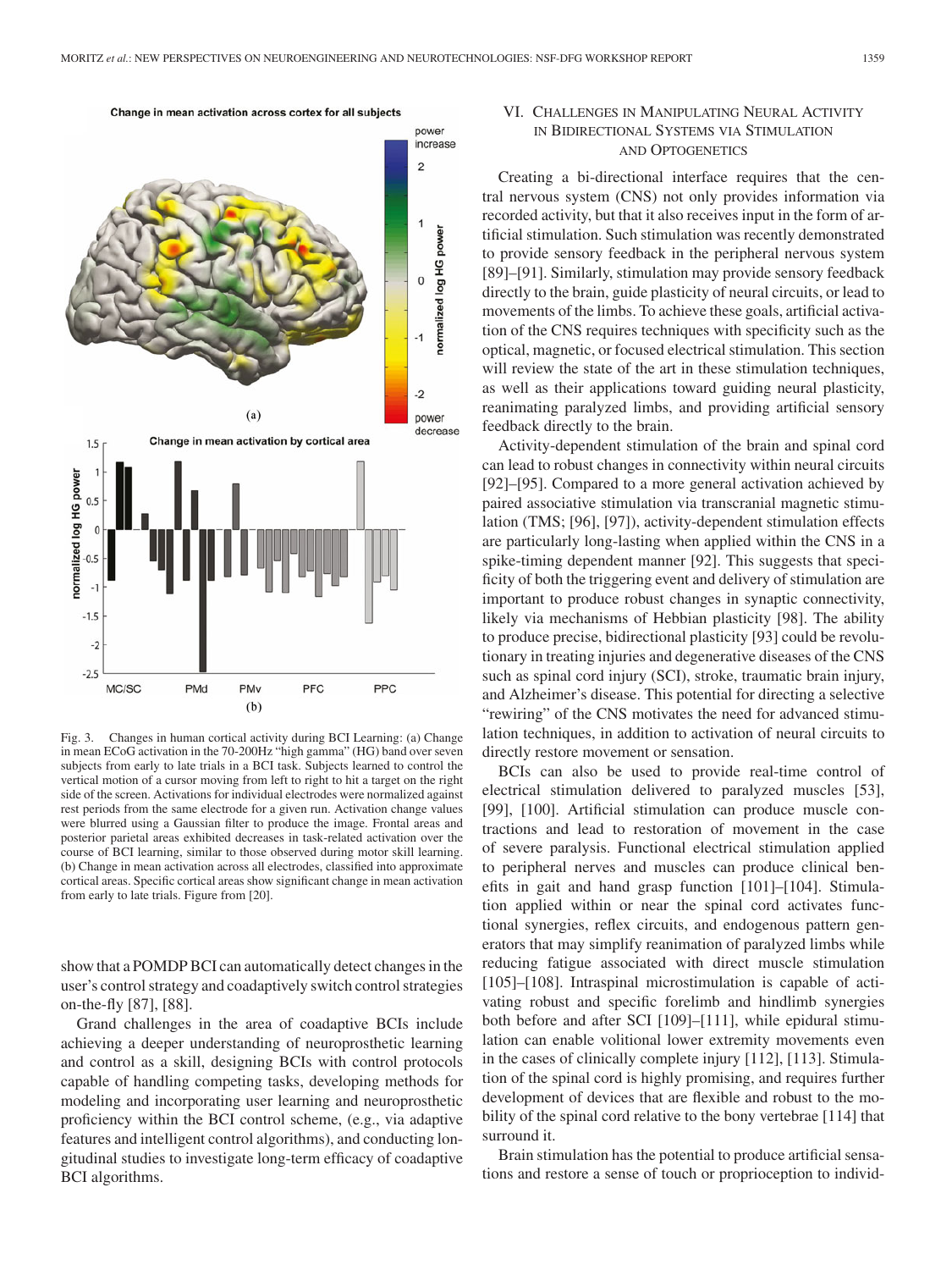Fig. 3. Changes in human cortical activity during BCI Learning: (a) Change in mean ECoG activation in the 70-200Hz "high gamma" (HG) band over seven subjects from early to late trials in a BCI task. Subjects learned to control the vertical motion of a cursor moving from left to right to hit a target on the right side of the screen. Activations for individual electrodes were normalized against rest periods from the same electrode for a given run. Activation change values were blurred using a Gaussian filter to produce the image. Frontal areas and posterior parietal areas exhibited decreases in task-related activation over the course of BCI learning, similar to those observed during motor skill learning. (b) Change in mean activation across all electrodes, classified into approximate cortical areas. Specific cortical areas show significant change in mean activation from early to late trials. Figure from [20].

show that a POMDP BCI can automatically detect changes in the user's control strategy and coadaptively switch control strategies on-the-fly [87], [88].

Grand challenges in the area of coadaptive BCIs include achieving a deeper understanding of neuroprosthetic learning and control as a skill, designing BCIs with control protocols capable of handling competing tasks, developing methods for modeling and incorporating user learning and neuroprosthetic proficiency within the BCI control scheme, (e.g., via adaptive features and intelligent control algorithms), and conducting longitudinal studies to investigate long-term efficacy of coadaptive BCI algorithms.

## VI. Challenges in Manipulating Neural Activity in Bidirectional Systems via Stimulation and Optogenetics

Creating a bi-directional interface requires that the central nervous system (CNS) not only provides information via recorded activity, but that it also receives input in the form of artificial stimulation. Such stimulation was recently demonstrated to provide sensory feedback in the peripheral nervous system [89]–[91]. Similarly, stimulation may provide sensory feedback directly to the brain, guide plasticity of neural circuits, or lead to movements of the limbs. To achieve these goals, artificial activation of the CNS requires techniques with specificity such as the optical, magnetic, or focused electrical stimulation. This section will review the state of the art in these stimulation techniques, as well as their applications toward guiding neural plasticity, reanimating paralyzed limbs, and providing artificial sensory feedback directly to the brain.

Activity-dependent stimulation of the brain and spinal cord can lead to robust changes in connectivity within neural circuits [92]–[95]. Compared to a more general activation achieved by paired associative stimulation via transcranial magnetic stimulation (TMS; [96], [97]), activity-dependent stimulation effects are particularly long-lasting when applied within the CNS in a spike-timing dependent manner [92]. This suggests that specificity of both the triggering event and delivery of stimulation are important to produce robust changes in synaptic connectivity, likely via mechanisms of Hebbian plasticity [98]. The ability to produce precise, bidirectional plasticity [93] could be revolutionary in treating injuries and degenerative diseases of the CNS such as spinal cord injury (SCI), stroke, traumatic brain injury, and Alzheimer's disease. This potential for directing a selective "rewiring" of the CNS motivates the need for advanced stimulation techniques, in addition to activation of neural circuits to directly restore movement or sensation.

BCIs can also be used to provide real-time control of electrical stimulation delivered to paralyzed muscles [53], [99], [100]. Artificial stimulation can produce muscle contractions and lead to restoration of movement in the case of severe paralysis. Functional electrical stimulation applied to peripheral nerves and muscles can produce clinical benefits in gait and hand grasp function [101]–[104]. Stimulation applied within or near the spinal cord activates functional synergies, reflex circuits, and endogenous pattern generators that may simplify reanimation of paralyzed limbs while reducing fatigue associated with direct muscle stimulation [105]–[108]. Intraspinal microstimulation is capable of activating robust and specific forelimb and hindlimb synergies both before and after SCI [109]–[111], while epidural stimulation can enable volitional lower extremity movements even in the cases of clinically complete injury [112], [113]. Stimulation of the spinal cord is highly promising, and requires further development of devices that are flexible and robust to the mobility of the spinal cord relative to the bony vertebrae [114] that surround it.

Brain stimulation has the potential to produce artificial sensations and restore a sense of touch or proprioception to individ-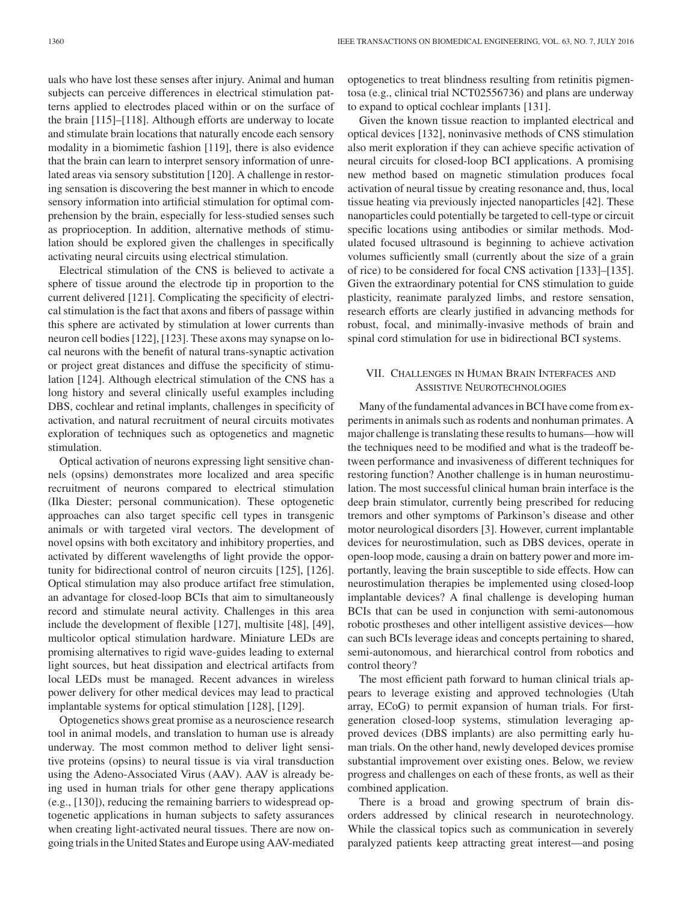uals who have lost these senses after injury. Animal and human subjects can perceive differences in electrical stimulation patterns applied to electrodes placed within or on the surface of the brain [115]–[118]. Although efforts are underway to locate and stimulate brain locations that naturally encode each sensory modality in a biomimetic fashion [119], there is also evidence that the brain can learn to interpret sensory information of unrelated areas via sensory substitution [120]. A challenge in restoring sensation is discovering the best manner in which to encode sensory information into artificial stimulation for optimal comprehension by the brain, especially for less-studied senses such as proprioception. In addition, alternative methods of stimulation should be explored given the challenges in specifically activating neural circuits using electrical stimulation.

Electrical stimulation of the CNS is believed to activate a sphere of tissue around the electrode tip in proportion to the current delivered [121]. Complicating the specificity of electrical stimulation is the fact that axons and fibers of passage within this sphere are activated by stimulation at lower currents than neuron cell bodies [122], [123]. These axons may synapse on local neurons with the benefit of natural trans-synaptic activation or project great distances and diffuse the specificity of stimulation [124]. Although electrical stimulation of the CNS has a long history and several clinically useful examples including DBS, cochlear and retinal implants, challenges in specificity of activation, and natural recruitment of neural circuits motivates exploration of techniques such as optogenetics and magnetic stimulation.

Optical activation of neurons expressing light sensitive channels (opsins) demonstrates more localized and area specific recruitment of neurons compared to electrical stimulation (Ilka Diester; personal communication). These optogenetic approaches can also target specific cell types in transgenic animals or with targeted viral vectors. The development of novel opsins with both excitatory and inhibitory properties, and activated by different wavelengths of light provide the opportunity for bidirectional control of neuron circuits [125], [126]. Optical stimulation may also produce artifact free stimulation, an advantage for closed-loop BCIs that aim to simultaneously record and stimulate neural activity. Challenges in this area include the development of flexible [127], multisite [48], [49], multicolor optical stimulation hardware. Miniature LEDs are promising alternatives to rigid wave-guides leading to external light sources, but heat dissipation and electrical artifacts from local LEDs must be managed. Recent advances in wireless power delivery for other medical devices may lead to practical implantable systems for optical stimulation [128], [129].

Optogenetics shows great promise as a neuroscience research tool in animal models, and translation to human use is already underway. The most common method to deliver light sensitive proteins (opsins) to neural tissue is via viral transduction using the Adeno-Associated Virus (AAV). AAV is already being used in human trials for other gene therapy applications (e.g., [130]), reducing the remaining barriers to widespread optogenetic applications in human subjects to safety assurances when creating light-activated neural tissues. There are now ongoing trials in the United States and Europe using AAV-mediated optogenetics to treat blindness resulting from retinitis pigmentosa (e.g., clinical trial NCT02556736) and plans are underway to expand to optical cochlear implants [131].

Given the known tissue reaction to implanted electrical and optical devices [132], noninvasive methods of CNS stimulation also merit exploration if they can achieve specific activation of neural circuits for closed-loop BCI applications. A promising new method based on magnetic stimulation produces focal activation of neural tissue by creating resonance and, thus, local tissue heating via previously injected nanoparticles [42]. These nanoparticles could potentially be targeted to cell-type or circuit specific locations using antibodies or similar methods. Modulated focused ultrasound is beginning to achieve activation volumes sufficiently small (currently about the size of a grain of rice) to be considered for focal CNS activation [133]–[135]. Given the extraordinary potential for CNS stimulation to guide plasticity, reanimate paralyzed limbs, and restore sensation, research efforts are clearly justified in advancing methods for robust, focal, and minimally-invasive methods of brain and spinal cord stimulation for use in bidirectional BCI systems.

## VII. Challenges in Human Brain Interfaces and Assistive Neurotechnologies

Many of the fundamental advances in BCI have come from experiments in animals such as rodents and nonhuman primates. A major challenge is translating these results to humans—how will the techniques need to be modified and what is the tradeoff between performance and invasiveness of different techniques for restoring function? Another challenge is in human neurostimulation. The most successful clinical human brain interface is the deep brain stimulator, currently being prescribed for reducing tremors and other symptoms of Parkinson's disease and other motor neurological disorders [3]. However, current implantable devices for neurostimulation, such as DBS devices, operate in open-loop mode, causing a drain on battery power and more importantly, leaving the brain susceptible to side effects. How can neurostimulation therapies be implemented using closed-loop implantable devices? A final challenge is developing human BCIs that can be used in conjunction with semi-autonomous robotic prostheses and other intelligent assistive devices—how can such BCIs leverage ideas and concepts pertaining to shared, semi-autonomous, and hierarchical control from robotics and control theory?

The most efficient path forward to human clinical trials appears to leverage existing and approved technologies (Utah array, ECoG) to permit expansion of human trials. For first-generation closed-loop systems, stimulation leveraging approved devices (DBS implants) are also permitting early human trials. On the other hand, newly developed devices promise substantial improvement over existing ones. Below, we review progress and challenges on each of these fronts, as well as their combined application.

There is a broad and growing spectrum of brain disorders addressed by clinical research in neurotechnology. While the classical topics such as communication in severely paralyzed patients keep attracting great interest—and posing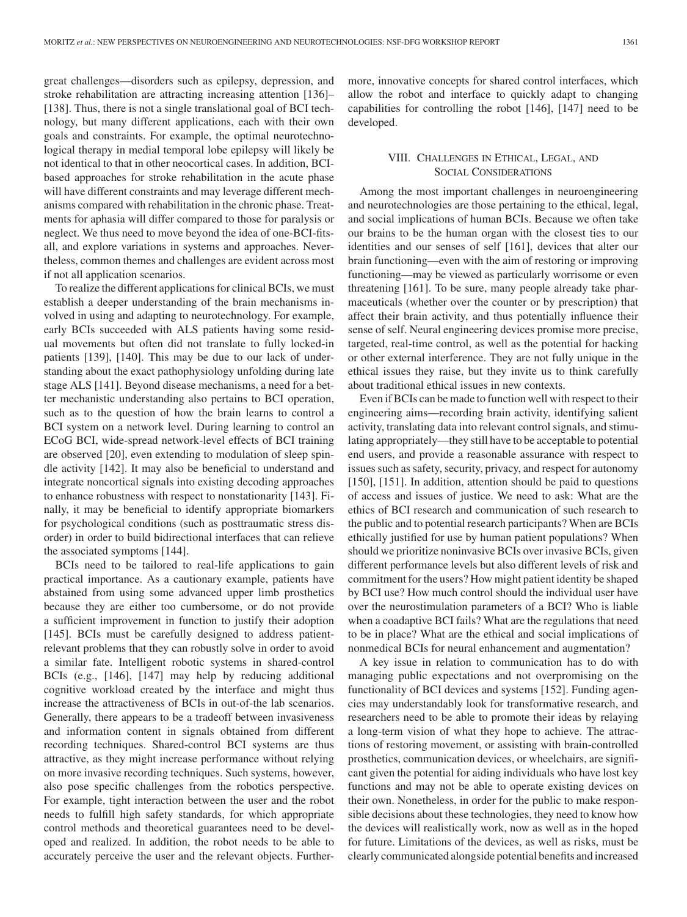great challenges—disorders such as epilepsy, depression, and stroke rehabilitation are attracting increasing attention [136]–[138]. Thus, there is not a single translational goal of BCI technology, but many different applications, each with their own goals and constraints. For example, the optimal neurotechnological therapy in medial temporal lobe epilepsy will likely be not identical to that in other neocortical cases. In addition, BCI-based approaches for stroke rehabilitation in the acute phase will have different constraints and may leverage different mechanisms compared with rehabilitation in the chronic phase. Treatments for aphasia will differ compared to those for paralysis or neglect. We thus need to move beyond the idea of one-BCI-fits-all, and explore variations in systems and approaches. Nevertheless, common themes and challenges are evident across most if not all application scenarios.

To realize the different applications for clinical BCIs, we must establish a deeper understanding of the brain mechanisms involved in using and adapting to neurotechnology. For example, early BCIs succeeded with ALS patients having some residual movements but often did not translate to fully locked-in patients [139], [140]. This may be due to our lack of understanding about the exact pathophysiology unfolding during late stage ALS [141]. Beyond disease mechanisms, a need for a better mechanistic understanding also pertains to BCI operation, such as to the question of how the brain learns to control a BCI system on a network level. During learning to control an ECoG BCI, wide-spread network-level effects of BCI training are observed [20], even extending to modulation of sleep spindle activity [142]. It may also be beneficial to understand and integrate noncortical signals into existing decoding approaches to enhance robustness with respect to nonstationarity [143]. Finally, it may be beneficial to identify appropriate biomarkers for psychological conditions (such as posttraumatic stress disorder) in order to build bidirectional interfaces that can relieve the associated symptoms [144].

BCIs need to be tailored to real-life applications to gain practical importance. As a cautionary example, patients have abstained from using some advanced upper limb prosthetics because they are either too cumbersome, or do not provide a sufficient improvement in function to justify their adoption [145]. BCIs must be carefully designed to address patient-relevant problems that they can robustly solve in order to avoid a similar fate. Intelligent robotic systems in shared-control BCIs (e.g., [146], [147] may help by reducing additional cognitive workload created by the interface and might thus increase the attractiveness of BCIs in out-of-the lab scenarios. Generally, there appears to be a tradeoff between invasiveness and information content in signals obtained from different recording techniques. Shared-control BCI systems are thus attractive, as they might increase performance without relying on more invasive recording techniques. Such systems, however, also pose specific challenges from the robotics perspective. For example, tight interaction between the user and the robot needs to fulfill high safety standards, for which appropriate control methods and theoretical guarantees need to be developed and realized. In addition, the robot needs to be able to accurately perceive the user and the relevant objects. Furthermore, innovative concepts for shared control interfaces, which allow the robot and interface to quickly adapt to changing capabilities for controlling the robot [146], [147] need to be developed.

## VIII. Challenges in Ethical, Legal, and Social Considerations

Among the most important challenges in neuroengineering and neurotechnologies are those pertaining to the ethical, legal, and social implications of human BCIs. Because we often take our brains to be the human organ with the closest ties to our identities and our senses of self [161], devices that alter our brain functioning—even with the aim of restoring or improving functioning—may be viewed as particularly worrisome or even threatening [161]. To be sure, many people already take pharmaceuticals (whether over the counter or by prescription) that affect their brain activity, and thus potentially influence their sense of self. Neural engineering devices promise more precise, targeted, real-time control, as well as the potential for hacking or other external interference. They are not fully unique in the ethical issues they raise, but they invite us to think carefully about traditional ethical issues in new contexts.

Even if BCIs can be made to function well with respect to their engineering aims—recording brain activity, identifying salient activity, translating data into relevant control signals, and stimulating appropriately—they still have to be acceptable to potential end users, and provide a reasonable assurance with respect to issues such as safety, security, privacy, and respect for autonomy [150], [151]. In addition, attention should be paid to questions of access and issues of justice. We need to ask: What are the ethics of BCI research and communication of such research to the public and to potential research participants? When are BCIs ethically justified for use by human patient populations? When should we prioritize noninvasive BCIs over invasive BCIs, given different performance levels but also different levels of risk and commitment for the users? How might patient identity be shaped by BCI use? How much control should the individual user have over the neurostimulation parameters of a BCI? Who is liable when a coadaptive BCI fails? What are the regulations that need to be in place? What are the ethical and social implications of nonmedical BCIs for neural enhancement and augmentation?

A key issue in relation to communication has to do with managing public expectations and not overpromising on the functionality of BCI devices and systems [152]. Funding agencies may understandably look for transformative research, and researchers need to be able to promote their ideas by relaying a long-term vision of what they hope to achieve. The attractions of restoring movement, or assisting with brain-controlled prosthetics, communication devices, or wheelchairs, are significant given the potential for aiding individuals who have lost key functions and may not be able to operate existing devices on their own. Nonetheless, in order for the public to make responsible decisions about these technologies, they need to know how the devices will realistically work, now as well as in the hoped for future. Limitations of the devices, as well as risks, must be clearly communicated alongside potential benefits and increased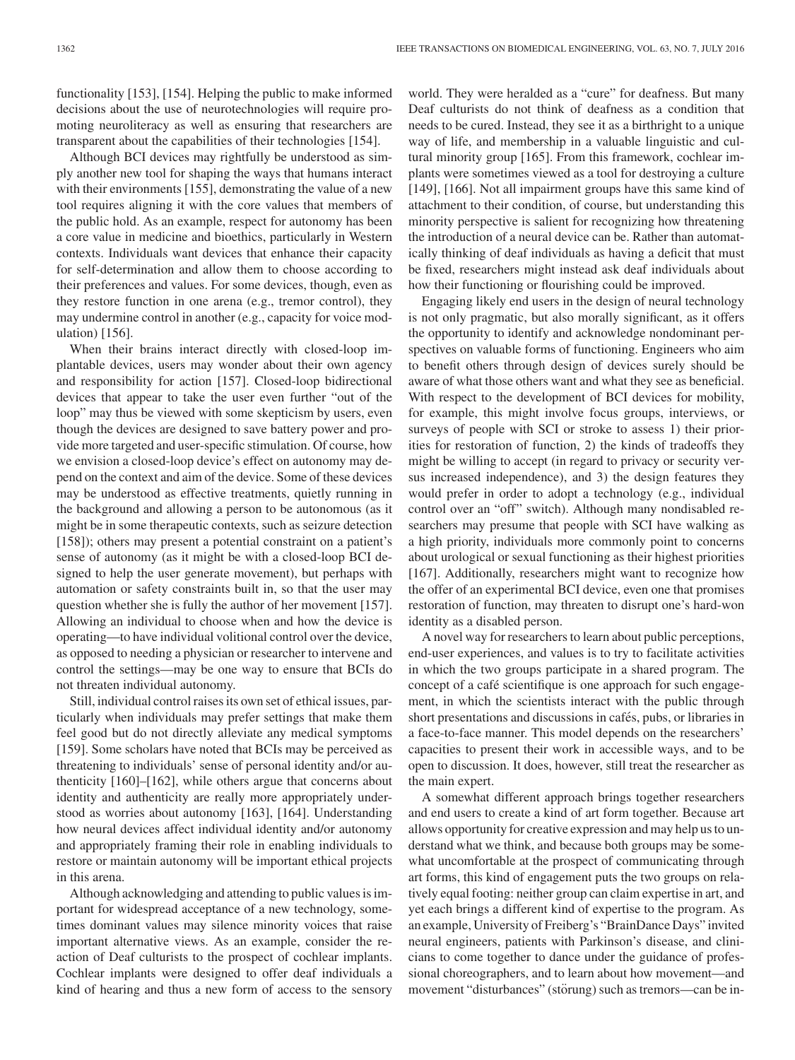functionality [153], [154]. Helping the public to make informed decisions about the use of neurotechnologies will require promoting neuroliteracy as well as ensuring that researchers are transparent about the capabilities of their technologies [154].

Although BCI devices may rightfully be understood as simply another new tool for shaping the ways that humans interact with their environments [155], demonstrating the value of a new tool requires aligning it with the core values that members of the public hold. As an example, respect for autonomy has been a core value in medicine and bioethics, particularly in Western contexts. Individuals want devices that enhance their capacity for self-determination and allow them to choose according to their preferences and values. For some devices, though, even as they restore function in one arena (e.g., tremor control), they may undermine control in another (e.g., capacity for voice modulation) [156].

When their brains interact directly with closed-loop implantable devices, users may wonder about their own agency and responsibility for action [157]. Closed-loop bidirectional devices that appear to take the user even further "out of the loop" may thus be viewed with some skepticism by users, even though the devices are designed to save battery power and provide more targeted and user-specific stimulation. Of course, how we envision a closed-loop device's effect on autonomy may depend on the context and aim of the device. Some of these devices may be understood as effective treatments, quietly running in the background and allowing a person to be autonomous (as it might be in some therapeutic contexts, such as seizure detection [158]); others may present a potential constraint on a patient's sense of autonomy (as it might be with a closed-loop BCI designed to help the user generate movement), but perhaps with automation or safety constraints built in, so that the user may question whether she is fully the author of her movement [157]. Allowing an individual to choose when and how the device is operating—to have individual volitional control over the device, as opposed to needing a physician or researcher to intervene and control the settings—may be one way to ensure that BCIs do not threaten individual autonomy.

Still, individual control raises its own set of ethical issues, particularly when individuals may prefer settings that make them feel good but do not directly alleviate any medical symptoms [159]. Some scholars have noted that BCIs may be perceived as threatening to individuals' sense of personal identity and/or authenticity [160]–[162], while others argue that concerns about identity and authenticity are really more appropriately understood as worries about autonomy [163], [164]. Understanding how neural devices affect individual identity and/or autonomy and appropriately framing their role in enabling individuals to restore or maintain autonomy will be important ethical projects in this arena.

Although acknowledging and attending to public values is important for widespread acceptance of a new technology, sometimes dominant values may silence minority voices that raise important alternative views. As an example, consider the reaction of Deaf culturists to the prospect of cochlear implants. Cochlear implants were designed to offer deaf individuals a kind of hearing and thus a new form of access to the sensory world. They were heralded as a "cure" for deafness. But many Deaf culturists do not think of deafness as a condition that needs to be cured. Instead, they see it as a birthright to a unique way of life, and membership in a valuable linguistic and cultural minority group [165]. From this framework, cochlear implants were sometimes viewed as a tool for destroying a culture [149], [166]. Not all impairment groups have this same kind of attachment to their condition, of course, but understanding this minority perspective is salient for recognizing how threatening the introduction of a neural device can be. Rather than automatically thinking of deaf individuals as having a deficit that must be fixed, researchers might instead ask deaf individuals about how their functioning or flourishing could be improved.

Engaging likely end users in the design of neural technology is not only pragmatic, but also morally significant, as it offers the opportunity to identify and acknowledge nondominant perspectives on valuable forms of functioning. Engineers who aim to benefit others through design of devices surely should be aware of what those others want and what they see as beneficial. With respect to the development of BCI devices for mobility, for example, this might involve focus groups, interviews, or surveys of people with SCI or stroke to assess 1) their priorities for restoration of function, 2) the kinds of tradeoffs they might be willing to accept (in regard to privacy or security versus increased independence), and 3) the design features they would prefer in order to adopt a technology (e.g., individual control over an "off" switch). Although many nondisabled researchers may presume that people with SCI have walking as a high priority, individuals more commonly point to concerns about urological or sexual functioning as their highest priorities [167]. Additionally, researchers might want to recognize how the offer of an experimental BCI device, even one that promises restoration of function, may threaten to disrupt one's hard-won identity as a disabled person.

A novel way for researchers to learn about public perceptions, end-user experiences, and values is to try to facilitate activities in which the two groups participate in a shared program. The concept of a café scientifique is one approach for such engagement, in which the scientists interact with the public through short presentations and discussions in cafés, pubs, or libraries in a face-to-face manner. This model depends on the researchers' capacities to present their work in accessible ways, and to be open to discussion. It does, however, still treat the researcher as the main expert.

A somewhat different approach brings together researchers and end users to create a kind of art form together. Because art allows opportunity for creative expression and may help us to understand what we think, and because both groups may be somewhat uncomfortable at the prospect of communicating through art forms, this kind of engagement puts the two groups on relatively equal footing: neither group can claim expertise in art, and yet each brings a different kind of expertise to the program. As an example, University of Freiberg's "BrainDance Days" invited neural engineers, patients with Parkinson's disease, and clinicians to come together to dance under the guidance of professional choreographers, and to learn about how movement—and movement "disturbances" (störung) such as tremors—can be in-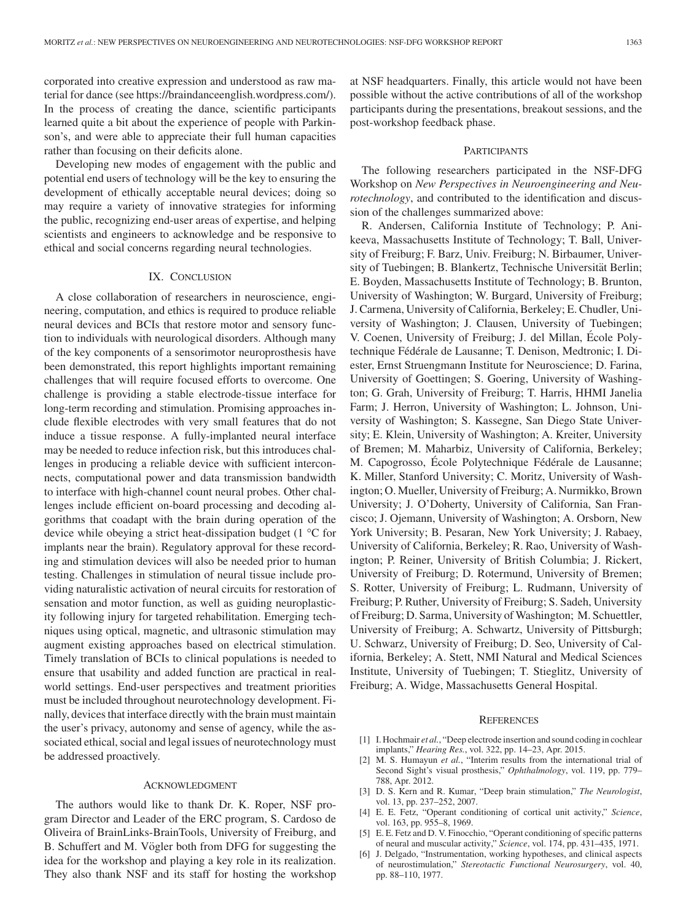corporated into creative expression and understood as raw material for dance (see https://braindanceenglish.wordpress.com/). In the process of creating the dance, scientific participants learned quite a bit about the experience of people with Parkinson's, and were able to appreciate their full human capacities rather than focusing on their deficits alone.

Developing new modes of engagement with the public and potential end users of technology will be the key to ensuring the development of ethically acceptable neural devices; doing so may require a variety of innovative strategies for informing the public, recognizing end-user areas of expertise, and helping scientists and engineers to acknowledge and be responsive to ethical and social concerns regarding neural technologies.

## IX. Conclusion

A close collaboration of researchers in neuroscience, engineering, computation, and ethics is required to produce reliable neural devices and BCIs that restore motor and sensory function to individuals with neurological disorders. Although many of the key components of a sensorimotor neuroprosthesis have been demonstrated, this report highlights important remaining challenges that will require focused efforts to overcome. One challenge is providing a stable electrode-tissue interface for long-term recording and stimulation. Promising approaches include flexible electrodes with very small features that do not induce a tissue response. A fully-implanted neural interface may be needed to reduce infection risk, but this introduces challenges in producing a reliable device with sufficient interconnects, computational power and data transmission bandwidth to interface with high-channel count neural probes. Other challenges include efficient on-board processing and decoding algorithms that coadapt with the brain during operation of the device while obeying a strict heat-dissipation budget (1 °C for implants near the brain). Regulatory approval for these recording and stimulation devices will also be needed prior to human testing. Challenges in stimulation of neural tissue include providing naturalistic activation of neural circuits for restoration of sensation and motor function, as well as guiding neuroplasticity following injury for targeted rehabilitation. Emerging techniques using optical, magnetic, and ultrasonic stimulation may augment existing approaches based on electrical stimulation. Timely translation of BCIs to clinical populations is needed to ensure that usability and added function are practical in real-world settings. End-user perspectives and treatment priorities must be included throughout neurotechnology development. Finally, devices that interface directly with the brain must maintain the user's privacy, autonomy and sense of agency, while the associated ethical, social and legal issues of neurotechnology must be addressed proactively.

## Acknowledgment

The authors would like to thank Dr. K. Roper, NSF program Director and Leader of the ERC program, S. Cardoso de Oliveira of BrainLinks-BrainTools, University of Freiburg, and B. Schuffert and M. Vögler both from DFG for suggesting the idea for the workshop and playing a key role in its realization. They also thank NSF and its staff for hosting the workshop at NSF headquarters. Finally, this article would not have been possible without the active contributions of all of the workshop participants during the presentations, breakout sessions, and the post-workshop feedback phase.

## Participants

The following researchers participated in the NSF-DFG Workshop on *New Perspectives in Neuroengineering and Neurotechnology*, and contributed to the identification and discussion of the challenges summarized above:

R. Andersen, California Institute of Technology; P. Anikeeva, Massachusetts Institute of Technology; T. Ball, University of Freiburg; F. Barz, Univ. Freiburg; N. Birbaumer, University of Tuebingen; B. Blankertz, Technische Universität Berlin; E. Boyden, Massachusetts Institute of Technology; B. Brunton, University of Washington; W. Burgard, University of Freiburg; J. Carmena, University of California, Berkeley; E. Chudler, University of Washington; J. Clausen, University of Tuebingen; V. Coenen, University of Freiburg; J. del Millan, École Polytechnique Fédérale de Lausanne; T. Denison, Medtronic; I. Diester, Ernst Struengmann Institute for Neuroscience; D. Farina, University of Goettingen; S. Goering, University of Washington; G. Grah, University of Freiburg; T. Harris, HHMI Janelia Farm; J. Herron, University of Washington; L. Johnson, University of Washington; S. Kassegne, San Diego State University; E. Klein, University of Washington; A. Kreiter, University of Bremen; M. Maharbiz, University of California, Berkeley; M. Capogrosso, École Polytechnique Fédérale de Lausanne; K. Miller, Stanford University; C. Moritz, University of Washington; O. Mueller, University of Freiburg; A. Nurmikko, Brown University; J. O'Doherty, University of California, San Francisco; J. Ojemann, University of Washington; A. Orsborn, New York University; B. Pesaran, New York University; J. Rabaey, University of California, Berkeley; R. Rao, University of Washington; P. Reiner, University of British Columbia; J. Rickert, University of Freiburg; D. Rotermund, University of Bremen; S. Rotter, University of Freiburg; L. Rudmann, University of Freiburg; P. Ruther, University of Freiburg; S. Sadeh, University of Freiburg; D. Sarma, University of Washington; M. Schuettler, University of Freiburg; A. Schwartz, University of Pittsburgh; U. Schwarz, University of Freiburg; D. Seo, University of California, Berkeley; A. Stett, NMI Natural and Medical Sciences Institute, University of Tuebingen; T. Stieglitz, University of Freiburg; A. Widge, Massachusetts General Hospital.

## References

[1] I. Hochmair *et al.*, "Deep electrode insertion and sound coding in cochlear implants," *Hearing Res.*, vol. 322, pp. 14–23, Apr. 2015.

[2] M. S. Humayun *et al.*, "Interim results from the international trial of Second Sight's visual prosthesis," *Ophthalmology*, vol. 119, pp. 779–788, Apr. 2012.

[3] D. S. Kern and R. Kumar, "Deep brain stimulation," *The Neurologist*, vol. 13, pp. 237–252, 2007.

[4] E. E. Fetz, "Operant conditioning of cortical unit activity," *Science*, vol. 163, pp. 955–8, 1969.

[5] E. E. Fetz and D. V. Finocchio, "Operant conditioning of specific patterns of neural and muscular activity," *Science*, vol. 174, pp. 431–435, 1971.

[6] J. Delgado, "Instrumentation, working hypotheses, and clinical aspects of neurostimulation," *Stereotactic Functional Neurosurgery*, vol. 40, pp. 88–110, 1977.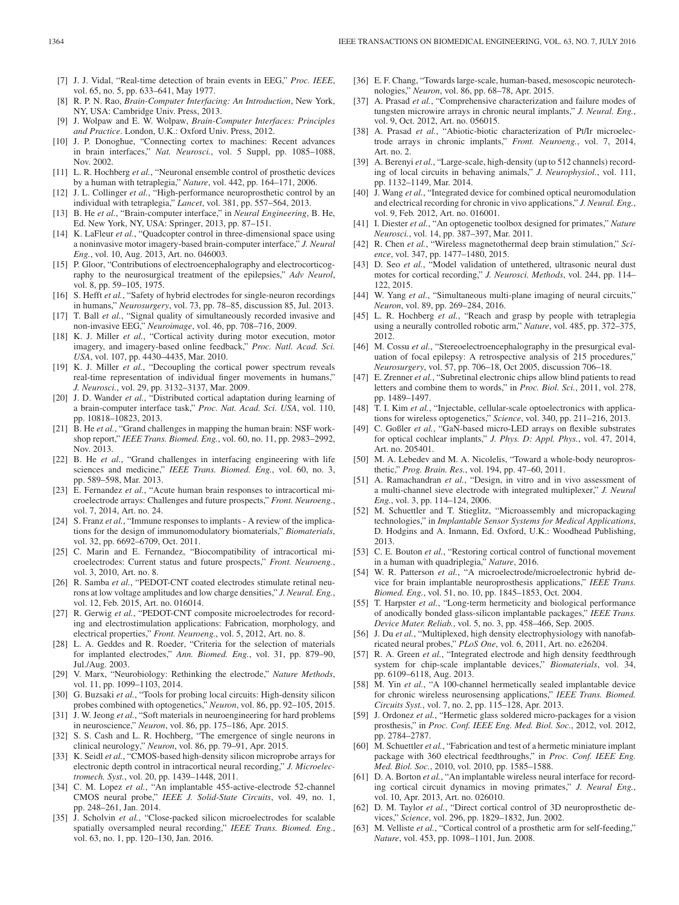[7] J. J. Vidal, "Real-time detection of brain events in EEG," *Proc. IEEE*, vol. 65, no. 5, pp. 633–641, May 1977.

[8] R. P. N. Rao, *Brain-Computer Interfacing: An Introduction*, New York, NY, USA: Cambridge Univ. Press, 2013.

[9] J. Wolpaw and E. W. Wolpaw, *Brain-Computer Interfaces: Principles and Practice*. London, U.K.: Oxford Univ. Press, 2012.

[10] J. P. Donoghue, "Connecting cortex to machines: Recent advances in brain interfaces," *Nat. Neurosci.*, vol. 5 Suppl, pp. 1085–1088, Nov. 2002.

[11] L. R. Hochberg *et al.*, "Neuronal ensemble control of prosthetic devices by a human with tetraplegia," *Nature*, vol. 442, pp. 164–171, 2006.

[12] J. L. Collinger *et al.*, "High-performance neuroprosthetic control by an individual with tetraplegia," *Lancet*, vol. 381, pp. 557–564, 2013.

[13] B. He *et al.*, "Brain-computer interface," in *Neural Engineering*, B. He, Ed. New York, NY, USA: Springer, 2013, pp. 87–151.

[14] K. LaFleur *et al.*, "Quadcopter control in three-dimensional space using a noninvasive motor imagery-based brain-computer interface," *J. Neural Eng.*, vol. 10, Aug. 2013, Art. no. 046003.

[15] P. Gloor, "Contributions of electroencephalography and electrocorticography to the neurosurgical treatment of the epilepsies," *Adv Neurol*, vol. 8, pp. 59–105, 1975.

[16] S. Hefft *et al.*, "Safety of hybrid electrodes for single-neuron recordings in humans," *Neurosurgery*, vol. 73, pp. 78–85, discussion 85, Jul. 2013.

[17] T. Ball *et al.*, "Signal quality of simultaneously recorded invasive and non-invasive EEG," *Neuroimage*, vol. 46, pp. 708–716, 2009.

[18] K. J. Miller *et al.*, "Cortical activity during motor execution, motor imagery, and imagery-based online feedback," *Proc. Natl. Acad. Sci. USA*, vol. 107, pp. 4430–4435, Mar. 2010.

[19] K. J. Miller *et al.*, "Decoupling the cortical power spectrum reveals real-time representation of individual finger movements in humans," *J. Neurosci.*, vol. 29, pp. 3132–3137, Mar. 2009.

[20] J. D. Wander *et al.*, "Distributed cortical adaptation during learning of a brain-computer interface task," *Proc. Nat. Acad. Sci. USA*, vol. 110, pp. 10818–10823, 2013.

[21] B. He *et al.*, "Grand challenges in mapping the human brain: NSF workshop report," *IEEE Trans. Biomed. Eng.*, vol. 60, no. 11, pp. 2983–2992, Nov. 2013.

[22] B. He *et al.*, "Grand challenges in interfacing engineering with life sciences and medicine," *IEEE Trans. Biomed. Eng.*, vol. 60, no. 3, pp. 589–598, Mar. 2013.

[23] E. Fernandez *et al.*, "Acute human brain responses to intracortical microelectrode arrays: Challenges and future prospects," *Front. Neuroeng.*, vol. 7, 2014, Art. no. 24.

[24] S. Franz *et al.*, "Immune responses to implants - A review of the implications for the design of immunomodulatory biomaterials," *Biomaterials*, vol. 32, pp. 6692–6709, Oct. 2011.

[25] C. Marin and E. Fernandez, "Biocompatibility of intracortical microelectrodes: Current status and future prospects," *Front. Neuroeng.*, vol. 3, 2010, Art. no. 8.

[26] R. Samba *et al.*, "PEDOT-CNT coated electrodes stimulate retinal neurons at low voltage amplitudes and low charge densities," *J. Neural. Eng.*, vol. 12, Feb. 2015, Art. no. 016014.

[27] R. Gerwig *et al.*, "PEDOT-CNT composite microelectrodes for recording and electrostimulation applications: Fabrication, morphology, and electrical properties," *Front. Neuroeng.*, vol. 5, 2012, Art. no. 8.

[28] L. A. Geddes and R. Roeder, "Criteria for the selection of materials for implanted electrodes," *Ann. Biomed. Eng.*, vol. 31, pp. 879–90, Jul./Aug. 2003.

[29] V. Marx, "Neurobiology: Rethinking the electrode," *Nature Methods*, vol. 11, pp. 1099–1103, 2014.

[30] G. Buzsaki *et al.*, "Tools for probing local circuits: High-density silicon probes combined with optogenetics," *Neuron*, vol. 86, pp. 92–105, 2015.

[31] J. W. Jeong *et al.*, "Soft materials in neuroengineering for hard problems in neuroscience," *Neuron*, vol. 86, pp. 175–186, Apr. 2015.

[32] S. S. Cash and L. R. Hochberg, "The emergence of single neurons in clinical neurology," *Neuron*, vol. 86, pp. 79–91, Apr. 2015.

[33] K. Seidl *et al.*, "CMOS-based high-density silicon microprobe arrays for electronic depth control in intracortical neural recording," *J. Microelectromech. Syst.*, vol. 20, pp. 1439–1448, 2011.

[34] C. M. Lopez *et al.*, "An implantable 455-active-electrode 52-channel CMOS neural probe," *IEEE J. Solid-State Circuits*, vol. 49, no. 1, pp. 248–261, Jan. 2014.

[35] J. Scholvin *et al.*, "Close-packed silicon microelectrodes for scalable spatially oversampled neural recording," *IEEE Trans. Biomed. Eng.*, vol. 63, no. 1, pp. 120–130, Jan. 2016.

[36] E. F. Chang, "Towards large-scale, human-based, mesoscopic neurotechnologies," *Neuron*, vol. 86, pp. 68–78, Apr. 2015.

[37] A. Prasad *et al.*, "Comprehensive characterization and failure modes of tungsten microwire arrays in chronic neural implants," *J. Neural. Eng.*, vol. 9, Oct. 2012, Art. no. 056015.

[38] A. Prasad *et al.*, "Abiotic-biotic characterization of Pt/Ir microelectrode arrays in chronic implants," *Front. Neuroeng.*, vol. 7, 2014, Art. no. 2.

[39] A. Berenyi *et al.*, "Large-scale, high-density (up to 512 channels) recording of local circuits in behaving animals," *J. Neurophysiol.*, vol. 111, pp. 1132–1149, Mar. 2014.

[40] J. Wang *et al.*, "Integrated device for combined optical neuromodulation and electrical recording for chronic in vivo applications," *J. Neural. Eng.*, vol. 9, Feb. 2012, Art. no. 016001.

[41] I. Diester *et al.*, "An optogenetic toolbox designed for primates," *Nature Neurosci.*, vol. 14, pp. 387–397, Mar. 2011.

[42] R. Chen *et al.*, "Wireless magnetothermal deep brain stimulation," *Science*, vol. 347, pp. 1477–1480, 2015.

[43] D. Seo *et al.*, "Model validation of untethered, ultrasonic neural dust motes for cortical recording," *J. Neurosci. Methods*, vol. 244, pp. 114–122, 2015.

[44] W. Yang *et al.*, "Simultaneous multi-plane imaging of neural circuits," *Neuron*, vol. 89, pp. 269–284, 2016.

[45] L. R. Hochberg *et al.*, "Reach and grasp by people with tetraplegia using a neurally controlled robotic arm," *Nature*, vol. 485, pp. 372–375, 2012.

[46] M. Cossu *et al.*, "Stereoelectroencephalography in the presurgical evaluation of focal epilepsy: A retrospective analysis of 215 procedures," *Neurosurgery*, vol. 57, pp. 706–18, Oct 2005, discussion 706–18.

[47] E. Zrenner *et al.*, "Subretinal electronic chips allow blind patients to read letters and combine them to words," in *Proc. Biol. Sci.*, 2011, vol. 278, pp. 1489–1497.

[48] T. I. Kim *et al.*, "Injectable, cellular-scale optoelectronics with applications for wireless optogenetics," *Science*, vol. 340, pp. 211–216, 2013.

[49] C. Goßler *et al.*, "GaN-based micro-LED arrays on flexible substrates for optical cochlear implants," *J. Phys. D: Appl. Phys.*, vol. 47, 2014, Art. no. 205401.

[50] M. A. Lebedev and M. A. Nicolelis, "Toward a whole-body neuroprosthetic," *Prog. Brain. Res.*, vol. 194, pp. 47–60, 2011.

[51] A. Ramachandran *et al.*, "Design, in vitro and in vivo assessment of a multi-channel sieve electrode with integrated multiplexer," *J. Neural Eng.*, vol. 3, pp. 114–124, 2006.

[52] M. Schuettler and T. Stieglitz, "Microassembly and micropackaging technologies," in *Implantable Sensor Systems for Medical Applications*, D. Hodgins and A. Inmann, Ed. Oxford, U.K.: Woodhead Publishing, 2013.

[53] C. E. Bouton *et al.*, "Restoring cortical control of functional movement in a human with quadriplegia," *Nature*, 2016.

[54] W. R. Patterson *et al.*, "A microelectrode/microelectronic hybrid device for brain implantable neuroprosthesis applications," *IEEE Trans. Biomed. Eng.*, vol. 51, no. 10, pp. 1845–1853, Oct. 2004.

[55] T. Harpster *et al.*, "Long-term hermeticity and biological performance of anodically bonded glass-silicon implantable packages," *IEEE Trans. Device Mater. Reliab.*, vol. 5, no. 3, pp. 458–466, Sep. 2005.

[56] J. Du *et al.*, "Multiplexed, high density electrophysiology with nanofabricated neural probes," *PLoS One*, vol. 6, 2011, Art. no. e26204.

[57] R. A. Green *et al.*, "Integrated electrode and high density feedthrough system for chip-scale implantable devices," *Biomaterials*, vol. 34, pp. 6109–6118, Aug. 2013.

[58] M. Yin *et al.*, "A 100-channel hermetically sealed implantable device for chronic wireless neurosensing applications," *IEEE Trans. Biomed. Circuits Syst.*, vol. 7, no. 2, pp. 115–128, Apr. 2013.

[59] J. Ordonez *et al.*, "Hermetic glass soldered micro-packages for a vision prosthesis," in *Proc. Conf. IEEE Eng. Med. Biol. Soc.*, 2012, vol. 2012, pp. 2784–2787.

[60] M. Schuettler *et al.*, "Fabrication and test of a hermetic miniature implant package with 360 electrical feedthroughs," in *Proc. Conf. IEEE Eng. Med. Biol. Soc.*, 2010, vol. 2010, pp. 1585–1588.

[61] D. A. Borton *et al.*, "An implantable wireless neural interface for recording cortical circuit dynamics in moving primates," *J. Neural Eng.*, vol. 10, Apr. 2013, Art. no. 026010.

[62] D. M. Taylor *et al.*, "Direct cortical control of 3D neuroprosthetic devices," *Science*, vol. 296, pp. 1829–1832, Jun. 2002.

[63] M. Velliste *et al.*, "Cortical control of a prosthetic arm for self-feeding," *Nature*, vol. 453, pp. 1098–1101, Jun. 2008.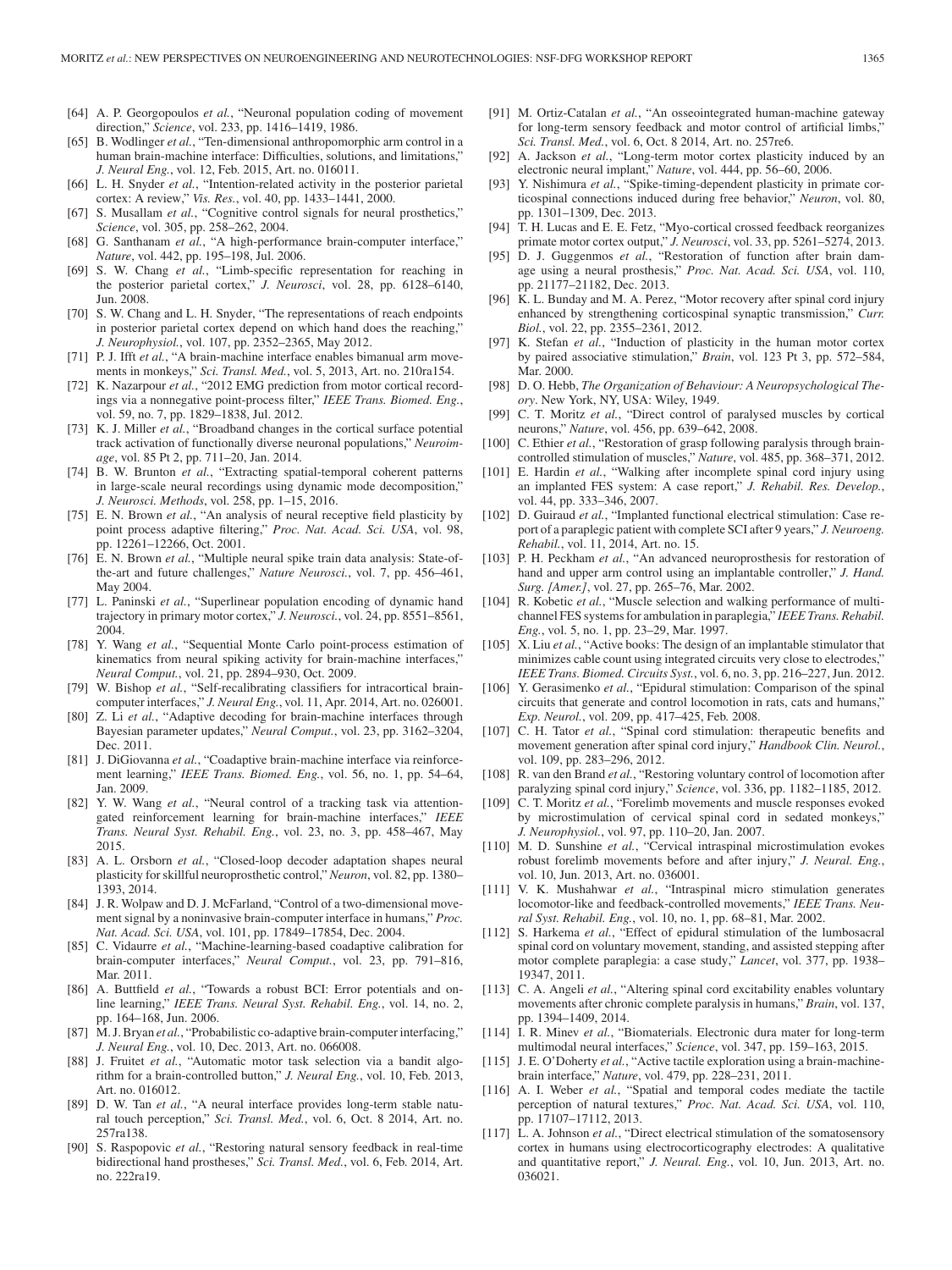[64] A. P. Georgopoulos *et al.*, "Neuronal population coding of movement direction," *Science*, vol. 233, pp. 1416–1419, 1986.

[65] B. Wodlinger *et al.*, "Ten-dimensional anthropomorphic arm control in a human brain-machine interface: Difficulties, solutions, and limitations," *J. Neural Eng.*, vol. 12, Feb. 2015, Art. no. 016011.

[66] L. H. Snyder *et al.*, "Intention-related activity in the posterior parietal cortex: A review," *Vis. Res.*, vol. 40, pp. 1433–1441, 2000.

[67] S. Musallam *et al.*, "Cognitive control signals for neural prosthetics," *Science*, vol. 305, pp. 258–262, 2004.

[68] G. Santhanam *et al.*, "A high-performance brain-computer interface," *Nature*, vol. 442, pp. 195–198, Jul. 2006.

[69] S. W. Chang *et al.*, "Limb-specific representation for reaching in the posterior parietal cortex," *J. Neurosci*, vol. 28, pp. 6128–6140, Jun. 2008.

[70] S. W. Chang and L. H. Snyder, "The representations of reach endpoints in posterior parietal cortex depend on which hand does the reaching," *J. Neurophysiol.*, vol. 107, pp. 2352–2365, May 2012.

[71] P. J. Ifft *et al.*, "A brain-machine interface enables bimanual arm movements in monkeys," *Sci. Transl. Med.*, vol. 5, 2013, Art. no. 210ra154.

[72] K. Nazarpour *et al.*, "2012 EMG prediction from motor cortical recordings via a nonnegative point-process filter," *IEEE Trans. Biomed. Eng.*, vol. 59, no. 7, pp. 1829–1838, Jul. 2012.

[73] K. J. Miller *et al.*, "Broadband changes in the cortical surface potential track activation of functionally diverse neuronal populations," *Neuroimage*, vol. 85 Pt 2, pp. 711–720, Jan. 2014.

[74] B. W. Brunton *et al.*, "Extracting spatial-temporal coherent patterns in large-scale neural recordings using dynamic mode decomposition," *J. Neurosci. Methods*, vol. 258, pp. 1–15, 2016.

[75] E. N. Brown *et al.*, "An analysis of neural receptive field plasticity by point process adaptive filtering," *Proc. Nat. Acad. Sci. USA*, vol. 98, pp. 12261–12266, Oct. 2001.

[76] E. N. Brown *et al.*, "Multiple neural spike train data analysis: State-of-the-art and future challenges," *Nature Neurosci.*, vol. 7, pp. 456–461, May 2004.

[77] L. Paninski *et al.*, "Superlinear population encoding of dynamic hand trajectory in primary motor cortex," *J. Neurosci.*, vol. 24, pp. 8551–8561, 2004.

[78] Y. Wang *et al.*, "Sequential Monte Carlo point-process estimation of kinematics from neural spiking activity for brain-machine interfaces," *Neural Comput.*, vol. 21, pp. 2894–930, Oct. 2009.

[79] W. Bishop *et al.*, "Self-recalibrating classifiers for intracortical brain-computer interfaces," *J. Neural Eng.*, vol. 11, Apr. 2014, Art. no. 026001.

[80] Z. Li *et al.*, "Adaptive decoding for brain-machine interfaces through Bayesian parameter updates," *Neural Comput.*, vol. 23, pp. 3162–3204, Dec. 2011.

[81] J. DiGiovanna *et al.*, "Coadaptive brain-machine interface via reinforcement learning," *IEEE Trans. Biomed. Eng.*, vol. 56, no. 1, pp. 54–64, Jan. 2009.

[82] Y. W. Wang *et al.*, "Neural control of a tracking task via attention-gated reinforcement learning for brain-machine interfaces," *IEEE Trans. Neural Syst. Rehabil. Eng.*, vol. 23, no. 3, pp. 458–467, May 2015.

[83] A. L. Orsborn *et al.*, "Closed-loop decoder adaptation shapes neural plasticity for skillful neuroprosthetic control," *Neuron*, vol. 82, pp. 1380–1393, 2014.

[84] J. R. Wolpaw and D. J. McFarland, "Control of a two-dimensional movement signal by a noninvasive brain-computer interface in humans," *Proc. Nat. Acad. Sci. USA*, vol. 101, pp. 17849–17854, Dec. 2004.

[85] C. Vidaurre *et al.*, "Machine-learning-based coadaptive calibration for brain-computer interfaces," *Neural Comput.*, vol. 23, pp. 791–816, Mar. 2011.

[86] A. Buttfield *et al.*, "Towards a robust BCI: Error potentials and online learning," *IEEE Trans. Neural Syst. Rehabil. Eng.*, vol. 14, no. 2, pp. 164–168, Jun. 2006.

[87] M. J. Bryan *et al.*, "Probabilistic co-adaptive brain-computer interfacing," *J. Neural Eng.*, vol. 10, Dec. 2013, Art. no. 066008.

[88] J. Fruitet *et al.*, "Automatic motor task selection via a bandit algorithm for a brain-controlled button," *J. Neural Eng.*, vol. 10, Feb. 2013, Art. no. 016012.

[89] D. W. Tan *et al.*, "A neural interface provides long-term stable natural touch perception," *Sci. Transl. Med.*, vol. 6, Oct. 8 2014, Art. no. 257ra138.

[90] S. Raspopovic *et al.*, "Restoring natural sensory feedback in real-time bidirectional hand prostheses," *Sci. Transl. Med.*, vol. 6, Feb. 2014, Art. no. 222ra19.

[91] M. Ortiz-Catalan *et al.*, "An osseointegrated human-machine gateway for long-term sensory feedback and motor control of artificial limbs," *Sci. Transl. Med.*, vol. 6, Oct. 8 2014, Art. no. 257re6.

[92] A. Jackson *et al.*, "Long-term motor cortex plasticity induced by an electronic neural implant," *Nature*, vol. 444, pp. 56–60, 2006.

[93] Y. Nishimura *et al.*, "Spike-timing-dependent plasticity in primate corticospinal connections induced during free behavior," *Neuron*, vol. 80, pp. 1301–1309, Dec. 2013.

[94] T. H. Lucas and E. E. Fetz, "Myo-cortical crossed feedback reorganizes primate motor cortex output," *J. Neurosci*, vol. 33, pp. 5261–5274, 2013.

[95] D. J. Guggenmos *et al.*, "Restoration of function after brain damage using a neural prosthesis," *Proc. Nat. Acad. Sci. USA*, vol. 110, pp. 21177–21182, Dec. 2013.

[96] K. L. Bunday and M. A. Perez, "Motor recovery after spinal cord injury enhanced by strengthening corticospinal synaptic transmission," *Curr. Biol.*, vol. 22, pp. 2355–2361, 2012.

[97] K. Stefan *et al.*, "Induction of plasticity in the human motor cortex by paired associative stimulation," *Brain*, vol. 123 Pt 3, pp. 572–584, Mar. 2000.

[98] D. O. Hebb, *The Organization of Behaviour: A Neuropsychological Theory*. New York, NY, USA: Wiley, 1949.

[99] C. T. Moritz *et al.*, "Direct control of paralysed muscles by cortical neurons," *Nature*, vol. 456, pp. 639–642, 2008.

[100] C. Ethier *et al.*, "Restoration of grasp following paralysis through brain-controlled stimulation of muscles," *Nature*, vol. 485, pp. 368–371, 2012.

[101] E. Hardin *et al.*, "Walking after incomplete spinal cord injury using an implanted FES system: A case report," *J. Rehabil. Res. Develop.*, vol. 44, pp. 333–346, 2007.

[102] D. Guiraud *et al.*, "Implanted functional electrical stimulation: Case report of a paraplegic patient with complete SCI after 9 years," *J. Neuroeng. Rehabil.*, vol. 11, 2014, Art. no. 15.

[103] P. H. Peckham *et al.*, "An advanced neuroprosthesis for restoration of hand and upper arm control using an implantable controller," *J. Hand. Surg. [Amer.]*, vol. 27, pp. 265–76, Mar. 2002.

[104] R. Kobetic *et al.*, "Muscle selection and walking performance of multichannel FES systems for ambulation in paraplegia," *IEEE Trans. Rehabil. Eng.*, vol. 5, no. 1, pp. 23–29, Mar. 1997.

[105] X. Liu *et al.*, "Active books: The design of an implantable stimulator that minimizes cable count using integrated circuits very close to electrodes," *IEEE Trans. Biomed. Circuits Syst.*, vol. 6, no. 3, pp. 216–227, Jun. 2012.

[106] Y. Gerasimenko *et al.*, "Epidural stimulation: Comparison of the spinal circuits that generate and control locomotion in rats, cats and humans," *Exp. Neurol.*, vol. 209, pp. 417–425, Feb. 2008.

[107] C. H. Tator *et al.*, "Spinal cord stimulation: therapeutic benefits and movement generation after spinal cord injury," *Handbook Clin. Neurol.*, vol. 109, pp. 283–296, 2012.

[108] R. van den Brand *et al.*, "Restoring voluntary control of locomotion after paralyzing spinal cord injury," *Science*, vol. 336, pp. 1182–1185, 2012.

[109] C. T. Moritz *et al.*, "Forelimb movements and muscle responses evoked by microstimulation of cervical spinal cord in sedated monkeys," *J. Neurophysiol.*, vol. 97, pp. 110–20, Jan. 2007.

[110] M. D. Sunshine *et al.*, "Cervical intraspinal microstimulation evokes robust forelimb movements before and after injury," *J. Neural. Eng.*, vol. 10, Jun. 2013, Art. no. 036001.

[111] V. K. Mushahwar *et al.*, "Intraspinal micro stimulation generates locomotor-like and feedback-controlled movements," *IEEE Trans. Neural Syst. Rehabil. Eng.*, vol. 10, no. 1, pp. 68–81, Mar. 2002.

[112] S. Harkema *et al.*, "Effect of epidural stimulation of the lumbosacral spinal cord on voluntary movement, standing, and assisted stepping after motor complete paraplegia: a case study," *Lancet*, vol. 377, pp. 1938–19347, 2011.

[113] C. A. Angeli *et al.*, "Altering spinal cord excitability enables voluntary movements after chronic complete paralysis in humans," *Brain*, vol. 137, pp. 1394–1409, 2014.

[114] I. R. Minev *et al.*, "Biomaterials. Electronic dura mater for long-term multimodal neural interfaces," *Science*, vol. 347, pp. 159–163, 2015.

[115] J. E. O'Doherty *et al.*, "Active tactile exploration using a brain-machine-brain interface," *Nature*, vol. 479, pp. 228–231, 2011.

[116] A. I. Weber *et al.*, "Spatial and temporal codes mediate the tactile perception of natural textures," *Proc. Nat. Acad. Sci. USA*, vol. 110, pp. 17107–17112, 2013.

[117] L. A. Johnson *et al.*, "Direct electrical stimulation of the somatosensory cortex in humans using electrocorticography electrodes: A qualitative and quantitative report," *J. Neural. Eng.*, vol. 10, Jun. 2013, Art. no. 036021.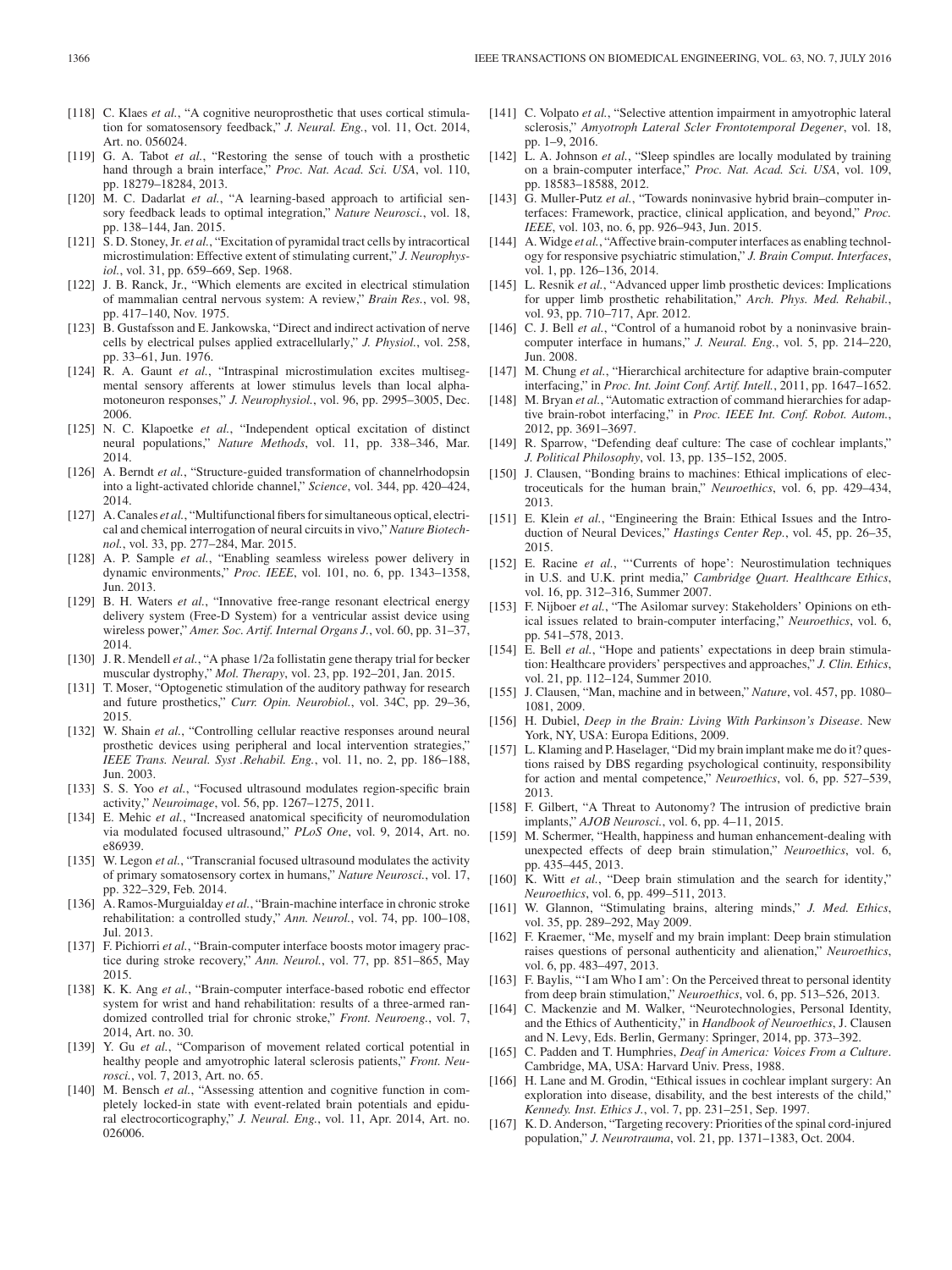[118] C. Klaes *et al.*, "A cognitive neuroprosthetic that uses cortical stimulation for somatosensory feedback," *J. Neural. Eng.*, vol. 11, Oct. 2014, Art. no. 056024.

[119] G. A. Tabot *et al.*, "Restoring the sense of touch with a prosthetic hand through a brain interface," *Proc. Nat. Acad. Sci. USA*, vol. 110, pp. 18279–18284, 2013.

[120] M. C. Dadarlat *et al.*, "A learning-based approach to artificial sensory feedback leads to optimal integration," *Nature Neurosci.*, vol. 18, pp. 138–144, Jan. 2015.

[121] S. D. Stoney, Jr. *et al.*, "Excitation of pyramidal tract cells by intracortical microstimulation: Effective extent of stimulating current," *J. Neurophysiol.*, vol. 31, pp. 659–669, Sep. 1968.

[122] J. B. Ranck, Jr., "Which elements are excited in electrical stimulation of mammalian central nervous system: A review," *Brain Res.*, vol. 98, pp. 417–140, Nov. 1975.

[123] B. Gustafsson and E. Jankowska, "Direct and indirect activation of nerve cells by electrical pulses applied extracellularly," *J. Physiol.*, vol. 258, pp. 33–61, Jun. 1976.

[124] R. A. Gaunt *et al.*, "Intraspinal microstimulation excites multisegmental sensory afferents at lower stimulus levels than local alphamotoneuron responses," *J. Neurophysiol.*, vol. 96, pp. 2995–3005, Dec. 2006.

[125] N. C. Klapoetke *et al.*, "Independent optical excitation of distinct neural populations," *Nature Methods*, vol. 11, pp. 338–346, Mar. 2014.

[126] A. Berndt *et al.*, "Structure-guided transformation of channelrhodopsin into a light-activated chloride channel," *Science*, vol. 344, pp. 420–424, 2014.

[127] A. Canales *et al.*, "Multifunctional fibers for simultaneous optical, electrical and chemical interrogation of neural circuits in vivo," *Nature Biotechnol.*, vol. 33, pp. 277–284, Mar. 2015.

[128] A. P. Sample *et al.*, "Enabling seamless wireless power delivery in dynamic environments," *Proc. IEEE*, vol. 101, no. 6, pp. 1343–1358, Jun. 2013.

[129] B. H. Waters *et al.*, "Innovative free-range resonant electrical energy delivery system (Free-D System) for a ventricular assist device using wireless power," *Amer. Soc. Artif. Internal Organs J.*, vol. 60, pp. 31–37, 2014.

[130] J. R. Mendell *et al.*, "A phase 1/2a follistatin gene therapy trial for becker muscular dystrophy," *Mol. Therapy*, vol. 23, pp. 192–201, Jan. 2015.

[131] T. Moser, "Optogenetic stimulation of the auditory pathway for research and future prosthetics," *Curr. Opin. Neurobiol.*, vol. 34C, pp. 29–36, 2015.

[132] W. Shain *et al.*, "Controlling cellular reactive responses around neural prosthetic devices using peripheral and local intervention strategies," *IEEE Trans. Neural. Syst .Rehabil. Eng.*, vol. 11, no. 2, pp. 186–188, Jun. 2003.

[133] S. S. Yoo *et al.*, "Focused ultrasound modulates region-specific brain activity," *Neuroimage*, vol. 56, pp. 1267–1275, 2011.

[134] E. Mehic *et al.*, "Increased anatomical specificity of neuromodulation via modulated focused ultrasound," *PLoS One*, vol. 9, 2014, Art. no. e86939.

[135] W. Legon *et al.*, "Transcranial focused ultrasound modulates the activity of primary somatosensory cortex in humans," *Nature Neurosci.*, vol. 17, pp. 322–329, Feb. 2014.

[136] A. Ramos-Murguialday *et al.*, "Brain-machine interface in chronic stroke rehabilitation: a controlled study," *Ann. Neurol.*, vol. 74, pp. 100–108, Jul. 2013.

[137] F. Pichiorri *et al.*, "Brain-computer interface boosts motor imagery practice during stroke recovery," *Ann. Neurol.*, vol. 77, pp. 851–865, May 2015.

[138] K. K. Ang *et al.*, "Brain-computer interface-based robotic end effector system for wrist and hand rehabilitation: results of a three-armed randomized controlled trial for chronic stroke," *Front. Neuroeng.*, vol. 7, 2014, Art. no. 30.

[139] Y. Gu *et al.*, "Comparison of movement related cortical potential in healthy people and amyotrophic lateral sclerosis patients," *Front. Neurosci.*, vol. 7, 2013, Art. no. 65.

[140] M. Bensch *et al.*, "Assessing attention and cognitive function in completely locked-in state with event-related brain potentials and epidural electrocorticography," *J. Neural. Eng.*, vol. 11, Apr. 2014, Art. no. 026006.

[141] C. Volpato *et al.*, "Selective attention impairment in amyotrophic lateral sclerosis," *Amyotroph Lateral Scler Frontotemporal Degener*, vol. 18, pp. 1–9, 2016.

[142] L. A. Johnson *et al.*, "Sleep spindles are locally modulated by training on a brain-computer interface," *Proc. Nat. Acad. Sci. USA*, vol. 109, pp. 18583–18588, 2012.

[143] G. Muller-Putz *et al.*, "Towards noninvasive hybrid brain–computer interfaces: Framework, practice, clinical application, and beyond," *Proc. IEEE*, vol. 103, no. 6, pp. 926–943, Jun. 2015.

[144] A. Widge *et al.*, "Affective brain-computer interfaces as enabling technology for responsive psychiatric stimulation," *J. Brain Comput. Interfaces*, vol. 1, pp. 126–136, 2014.

[145] L. Resnik *et al.*, "Advanced upper limb prosthetic devices: Implications for upper limb prosthetic rehabilitation," *Arch. Phys. Med. Rehabil.*, vol. 93, pp. 710–717, Apr. 2012.

[146] C. J. Bell *et al.*, "Control of a humanoid robot by a noninvasive brain-computer interface in humans," *J. Neural. Eng.*, vol. 5, pp. 214–220, Jun. 2008.

[147] M. Chung *et al.*, "Hierarchical architecture for adaptive brain-computer interfacing," in *Proc. Int. Joint Conf. Artif. Intell.*, 2011, pp. 1647–1652.

[148] M. Bryan *et al.*, "Automatic extraction of command hierarchies for adaptive brain-robot interfacing," in *Proc. IEEE Int. Conf. Robot. Autom.*, 2012, pp. 3691–3697.

[149] R. Sparrow, "Defending deaf culture: The case of cochlear implants," *J. Political Philosophy*, vol. 13, pp. 135–152, 2005.

[150] J. Clausen, "Bonding brains to machines: Ethical implications of electroceuticals for the human brain," *Neuroethics*, vol. 6, pp. 429–434, 2013.

[151] E. Klein *et al.*, "Engineering the Brain: Ethical Issues and the Introduction of Neural Devices," *Hastings Center Rep.*, vol. 45, pp. 26–35, 2015.

[152] E. Racine *et al.*, "'Currents of hope': Neurostimulation techniques in U.S. and U.K. print media," *Cambridge Quart. Healthcare Ethics*, vol. 16, pp. 312–316, Summer 2007.

[153] F. Nijboer *et al.*, "The Asilomar survey: Stakeholders' Opinions on ethical issues related to brain-computer interfacing," *Neuroethics*, vol. 6, pp. 541–578, 2013.

[154] E. Bell *et al.*, "Hope and patients' expectations in deep brain stimulation: Healthcare providers' perspectives and approaches," *J. Clin. Ethics*, vol. 21, pp. 112–124, Summer 2010.

[155] J. Clausen, "Man, machine and in between," *Nature*, vol. 457, pp. 1080–1081, 2009.

[156] H. Dubiel, *Deep in the Brain: Living With Parkinson's Disease*. New York, NY, USA: Europa Editions, 2009.

[157] L. Klaming and P. Haselager, "Did my brain implant make me do it? questions raised by DBS regarding psychological continuity, responsibility for action and mental competence," *Neuroethics*, vol. 6, pp. 527–539, 2013.

[158] F. Gilbert, "A Threat to Autonomy? The intrusion of predictive brain implants," *AJOB Neurosci.*, vol. 6, pp. 4–11, 2015.

[159] M. Schermer, "Health, happiness and human enhancement-dealing with unexpected effects of deep brain stimulation," *Neuroethics*, vol. 6, pp. 435–445, 2013.

[160] K. Witt *et al.*, "Deep brain stimulation and the search for identity," *Neuroethics*, vol. 6, pp. 499–511, 2013.

[161] W. Glannon, "Stimulating brains, altering minds," *J. Med. Ethics*, vol. 35, pp. 289–292, May 2009.

[162] F. Kraemer, "Me, myself and my brain implant: Deep brain stimulation raises questions of personal authenticity and alienation," *Neuroethics*, vol. 6, pp. 483–497, 2013.

[163] F. Baylis, "'I am Who I am': On the Perceived threat to personal identity from deep brain stimulation," *Neuroethics*, vol. 6, pp. 513–526, 2013.

[164] C. Mackenzie and M. Walker, "Neurotechnologies, Personal Identity, and the Ethics of Authenticity," in *Handbook of Neuroethics*, J. Clausen and N. Levy, Eds. Berlin, Germany: Springer, 2014, pp. 373–392.

[165] C. Padden and T. Humphries, *Deaf in America: Voices From a Culture*. Cambridge, MA, USA: Harvard Univ. Press, 1988.

[166] H. Lane and M. Grodin, "Ethical issues in cochlear implant surgery: An exploration into disease, disability, and the best interests of the child," *Kennedy. Inst. Ethics J.*, vol. 7, pp. 231–251, Sep. 1997.

[167] K. D. Anderson, "Targeting recovery: Priorities of the spinal cord-injured population," *J. Neurotrauma*, vol. 21, pp. 1371–1383, Oct. 2004.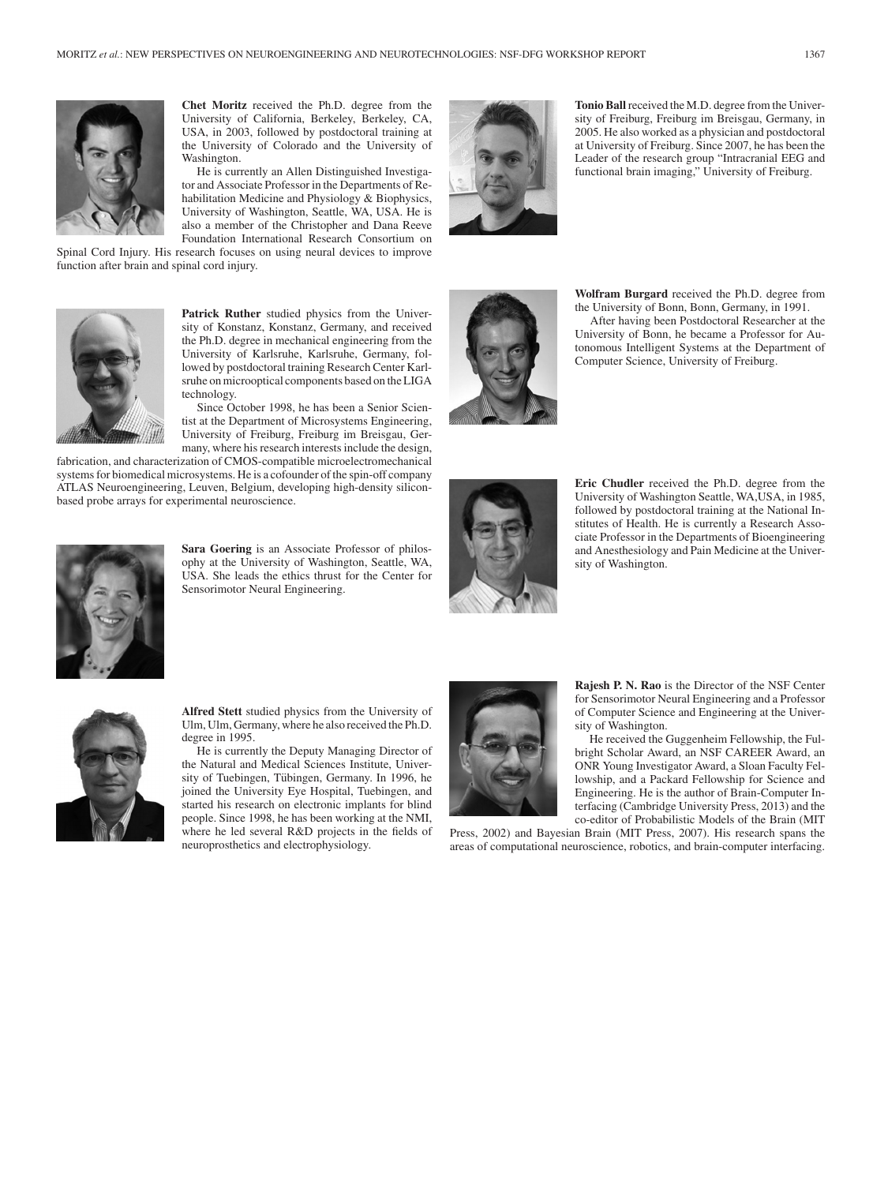**Chet Moritz** received the Ph.D. degree from the University of California, Berkeley, Berkeley, CA, USA, in 2003, followed by postdoctoral training at the University of Colorado and the University of Washington.

He is currently an Allen Distinguished Investigator and Associate Professor in the Departments of Rehabilitation Medicine and Physiology & Biophysics, University of Washington, Seattle, WA, USA. He is also a member of the Christopher and Dana Reeve Foundation International Research Consortium on Spinal Cord Injury. His research focuses on using neural devices to improve function after brain and spinal cord injury.

**Patrick Ruther** studied physics from the University of Konstanz, Konstanz, Germany, and received the Ph.D. degree in mechanical engineering from the University of Karlsruhe, Karlsruhe, Germany, followed by postdoctoral training Research Center Karlsruhe on microoptical components based on the LIGA technology.

Since October 1998, he has been a Senior Scientist at the Department of Microsystems Engineering, University of Freiburg, Freiburg im Breisgau, Germany, where his research interests include the design, fabrication, and characterization of CMOS-compatible microelectromechanical systems for biomedical microsystems. He is a cofounder of the spin-off company ATLAS Neuroengineering, Leuven, Belgium, developing high-density silicon-based probe arrays for experimental neuroscience.

**Sara Goering** is an Associate Professor of philosophy at the University of Washington, Seattle, WA, USA. She leads the ethics thrust for the Center for Sensorimotor Neural Engineering.

**Alfred Stett** studied physics from the University of Ulm, Ulm, Germany, where he also received the Ph.D. degree in 1995.

He is currently the Deputy Managing Director of the Natural and Medical Sciences Institute, University of Tuebingen, Tübingen, Germany. In 1996, he joined the University Eye Hospital, Tuebingen, and started his research on electronic implants for blind people. Since 1998, he has been working at the NMI, where he led several R&D projects in the fields of neuroprosthetics and electrophysiology.

**Tonio Ball** received the M.D. degree from the University of Freiburg, Freiburg im Breisgau, Germany, in 2005. He also worked as a physician and postdoctoral at University of Freiburg. Since 2007, he has been the Leader of the research group "Intracranial EEG and functional brain imaging," University of Freiburg.

**Wolfram Burgard** received the Ph.D. degree from the University of Bonn, Bonn, Germany, in 1991.

After having been Postdoctoral Researcher at the University of Bonn, he became a Professor for Autonomous Intelligent Systems at the Department of Computer Science, University of Freiburg.

**Eric Chudler** received the Ph.D. degree from the University of Washington Seattle, WA,USA, in 1985, followed by postdoctoral training at the National Institutes of Health. He is currently a Research Associate Professor in the Departments of Bioengineering and Anesthesiology and Pain Medicine at the University of Washington.

**Rajesh P. N. Rao** is the Director of the NSF Center for Sensorimotor Neural Engineering and a Professor of Computer Science and Engineering at the University of Washington.

He received the Guggenheim Fellowship, the Fulbright Scholar Award, an NSF CAREER Award, an ONR Young Investigator Award, a Sloan Faculty Fellowship, and a Packard Fellowship for Science and Engineering. He is the author of Brain-Computer Interfacing (Cambridge University Press, 2013) and the co-editor of Probabilistic Models of the Brain (MIT Press, 2002) and Bayesian Brain (MIT Press, 2007). His research spans the areas of computational neuroscience, robotics, and brain-computer interfacing.